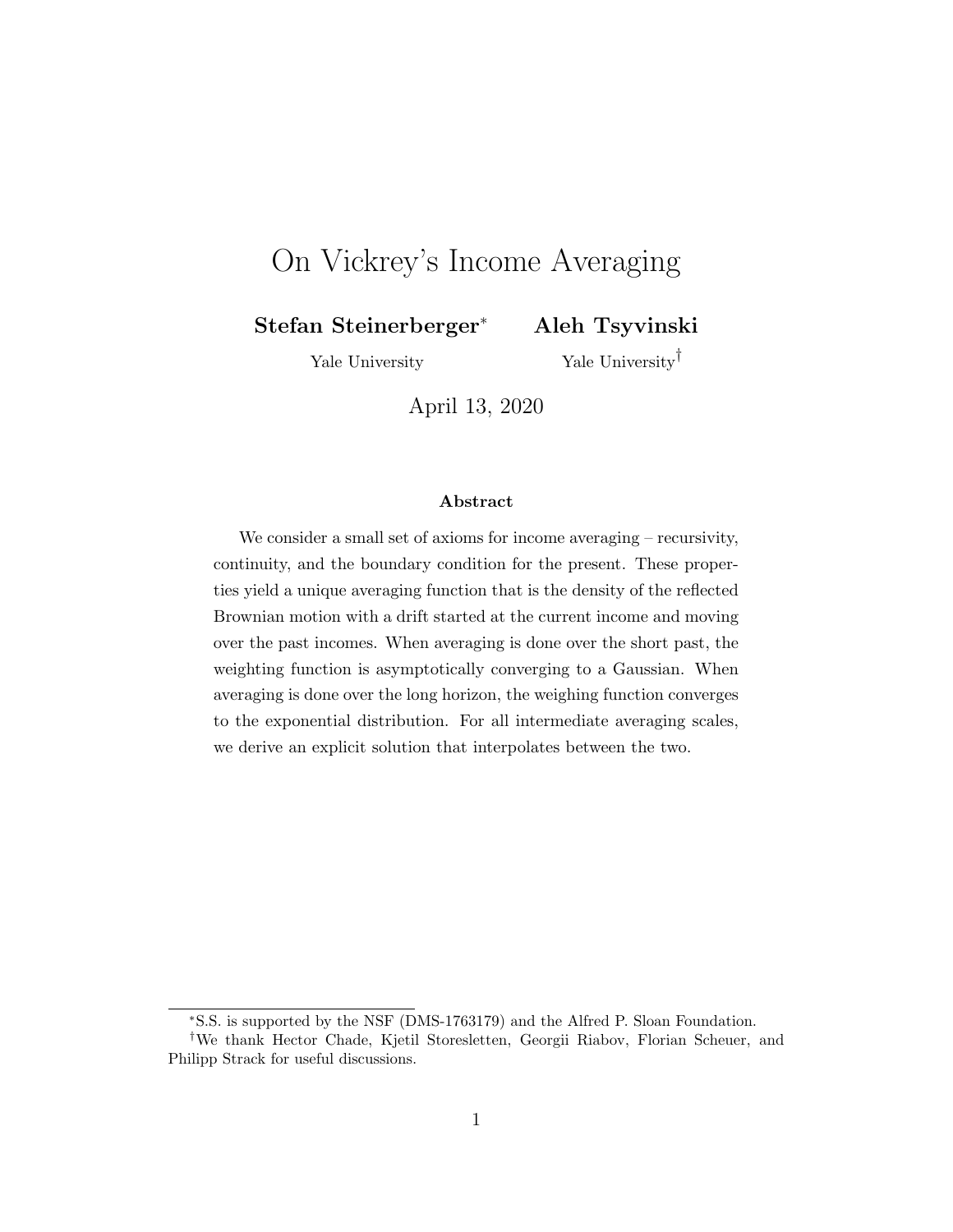# On Vickrey's Income Averaging

**Stefan Steinerberger*** **Aleh Tsyvinski**

Yale University Yale University†

April 13, 2020

### Abstract

We consider a small set of axioms for income averaging – recursivity, continuity, and the boundary condition for the present. These properties yield a unique averaging function that is the density of the reflected Brownian motion with a drift started at the current income and moving over the past incomes. When averaging is done over the short past, the weighting function is asymptotically converging to a Gaussian. When averaging is done over the long horizon, the weighing function converges to the exponential distribution. For all intermediate averaging scales, we derive an explicit solution that interpolates between the two.

---

*S.S. is supported by the NSF (DMS-1763179) and the Alfred P. Sloan Foundation.

†We thank Hector Chade, Kjetil Storesletten, Georgii Riabov, Florian Scheuer, and Philipp Strack for useful discussions.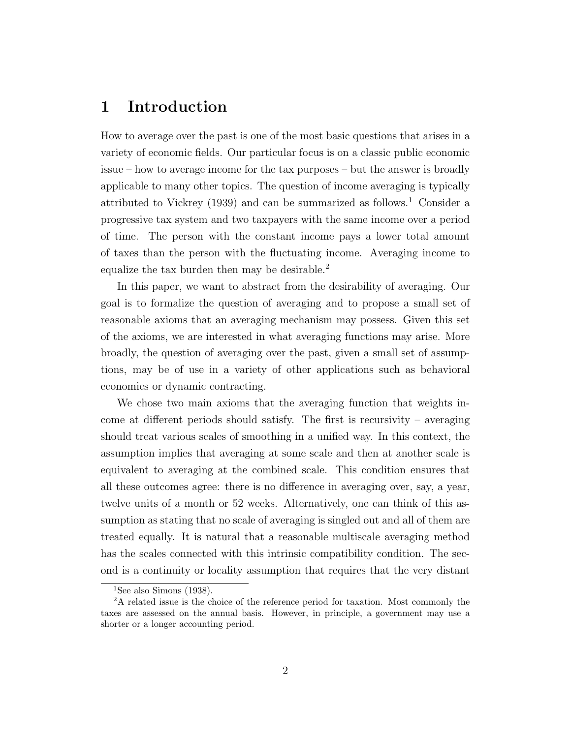# 1 Introduction

How to average over the past is one of the most basic questions that arises in a variety of economic fields. Our particular focus is on a classic public economic issue – how to average income for the tax purposes – but the answer is broadly applicable to many other topics. The question of income averaging is typically attributed to Vickrey (1939) and can be summarized as follows.[1] Consider a progressive tax system and two taxpayers with the same income over a period of time. The person with the constant income pays a lower total amount of taxes than the person with the fluctuating income. Averaging income to equalize the tax burden then may be desirable.[2]

In this paper, we want to abstract from the desirability of averaging. Our goal is to formalize the question of averaging and to propose a small set of reasonable axioms that an averaging mechanism may possess. Given this set of the axioms, we are interested in what averaging functions may arise. More broadly, the question of averaging over the past, given a small set of assumptions, may be of use in a variety of other applications such as behavioral economics or dynamic contracting.

We chose two main axioms that the averaging function that weights income at different periods should satisfy. The first is recursivity – averaging should treat various scales of smoothing in a unified way. In this context, the assumption implies that averaging at some scale and then at another scale is equivalent to averaging at the combined scale. This condition ensures that all these outcomes agree: there is no difference in averaging over, say, a year, twelve units of a month or 52 weeks. Alternatively, one can think of this assumption as stating that no scale of averaging is singled out and all of them are treated equally. It is natural that a reasonable multiscale averaging method has the scales connected with this intrinsic compatibility condition. The second is a continuity or locality assumption that requires that the very distant

[1] See also Simons (1938).

[2] A related issue is the choice of the reference period for taxation. Most commonly the taxes are assessed on the annual basis. However, in principle, a government may use a shorter or a longer accounting period.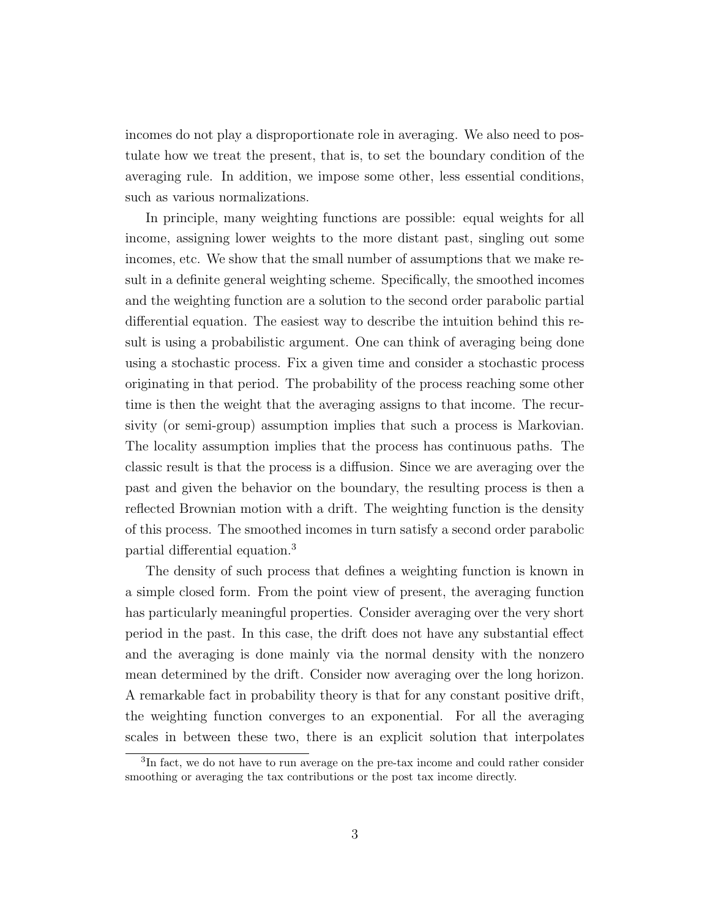incomes do not play a disproportionate role in averaging. We also need to postulate how we treat the present, that is, to set the boundary condition of the averaging rule. In addition, we impose some other, less essential conditions, such as various normalizations.

In principle, many weighting functions are possible: equal weights for all income, assigning lower weights to the more distant past, singling out some incomes, etc. We show that the small number of assumptions that we make result in a definite general weighting scheme. Specifically, the smoothed incomes and the weighting function are a solution to the second order parabolic partial differential equation. The easiest way to describe the intuition behind this result is using a probabilistic argument. One can think of averaging being done using a stochastic process. Fix a given time and consider a stochastic process originating in that period. The probability of the process reaching some other time is then the weight that the averaging assigns to that income. The recursivity (or semi-group) assumption implies that such a process is Markovian. The locality assumption implies that the process has continuous paths. The classic result is that the process is a diffusion. Since we are averaging over the past and given the behavior on the boundary, the resulting process is then a reflected Brownian motion with a drift. The weighting function is the density of this process. The smoothed incomes in turn satisfy a second order parabolic partial differential equation.[3]

The density of such process that defines a weighting function is known in a simple closed form. From the point view of present, the averaging function has particularly meaningful properties. Consider averaging over the very short period in the past. In this case, the drift does not have any substantial effect and the averaging is done mainly via the normal density with the nonzero mean determined by the drift. Consider now averaging over the long horizon. A remarkable fact in probability theory is that for any constant positive drift, the weighting function converges to an exponential. For all the averaging scales in between these two, there is an explicit solution that interpolates

[3] In fact, we do not have to run average on the pre-tax income and could rather consider smoothing or averaging the tax contributions or the post tax income directly.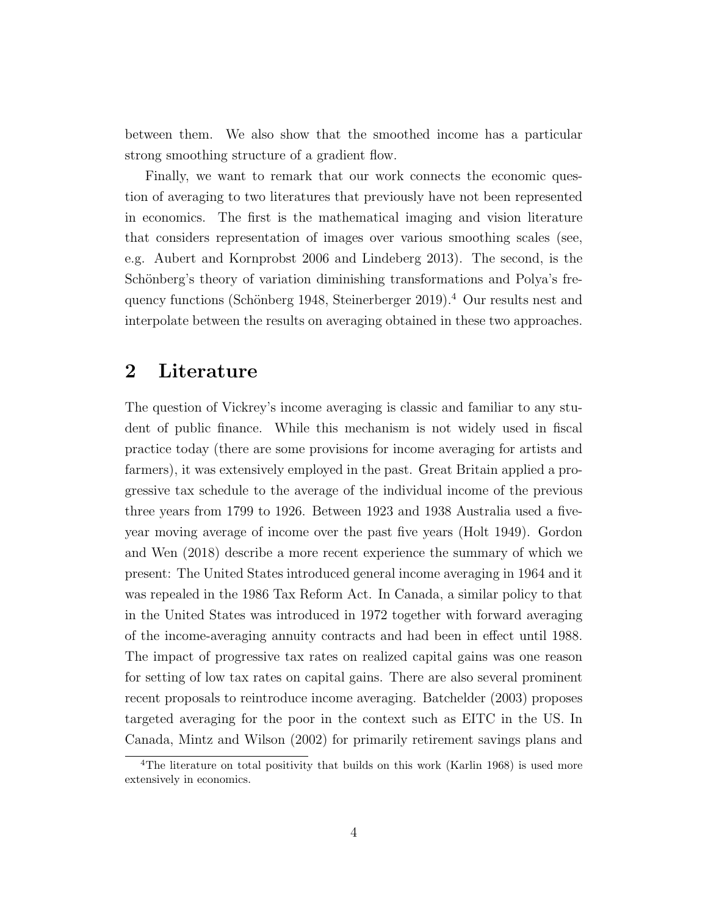between them. We also show that the smoothed income has a particular strong smoothing structure of a gradient flow.

Finally, we want to remark that our work connects the economic question of averaging to two literatures that previously have not been represented in economics. The first is the mathematical imaging and vision literature that considers representation of images over various smoothing scales (see, e.g. Aubert and Kornprobst 2006 and Lindeberg 2013). The second, is the Schönberg's theory of variation diminishing transformations and Polya's frequency functions (Schönberg 1948, Steinerberger 2019).[4] Our results nest and interpolate between the results on averaging obtained in these two approaches.

## 2 Literature

The question of Vickrey's income averaging is classic and familiar to any student of public finance. While this mechanism is not widely used in fiscal practice today (there are some provisions for income averaging for artists and farmers), it was extensively employed in the past. Great Britain applied a progressive tax schedule to the average of the individual income of the previous three years from 1799 to 1926. Between 1923 and 1938 Australia used a five-year moving average of income over the past five years (Holt 1949). Gordon and Wen (2018) describe a more recent experience the summary of which we present: The United States introduced general income averaging in 1964 and it was repealed in the 1986 Tax Reform Act. In Canada, a similar policy to that in the United States was introduced in 1972 together with forward averaging of the income-averaging annuity contracts and had been in effect until 1988. The impact of progressive tax rates on realized capital gains was one reason for setting of low tax rates on capital gains. There are also several prominent recent proposals to reintroduce income averaging. Batchelder (2003) proposes targeted averaging for the poor in the context such as EITC in the US. In Canada, Mintz and Wilson (2002) for primarily retirement savings plans and

[4] The literature on total positivity that builds on this work (Karlin 1968) is used more extensively in economics.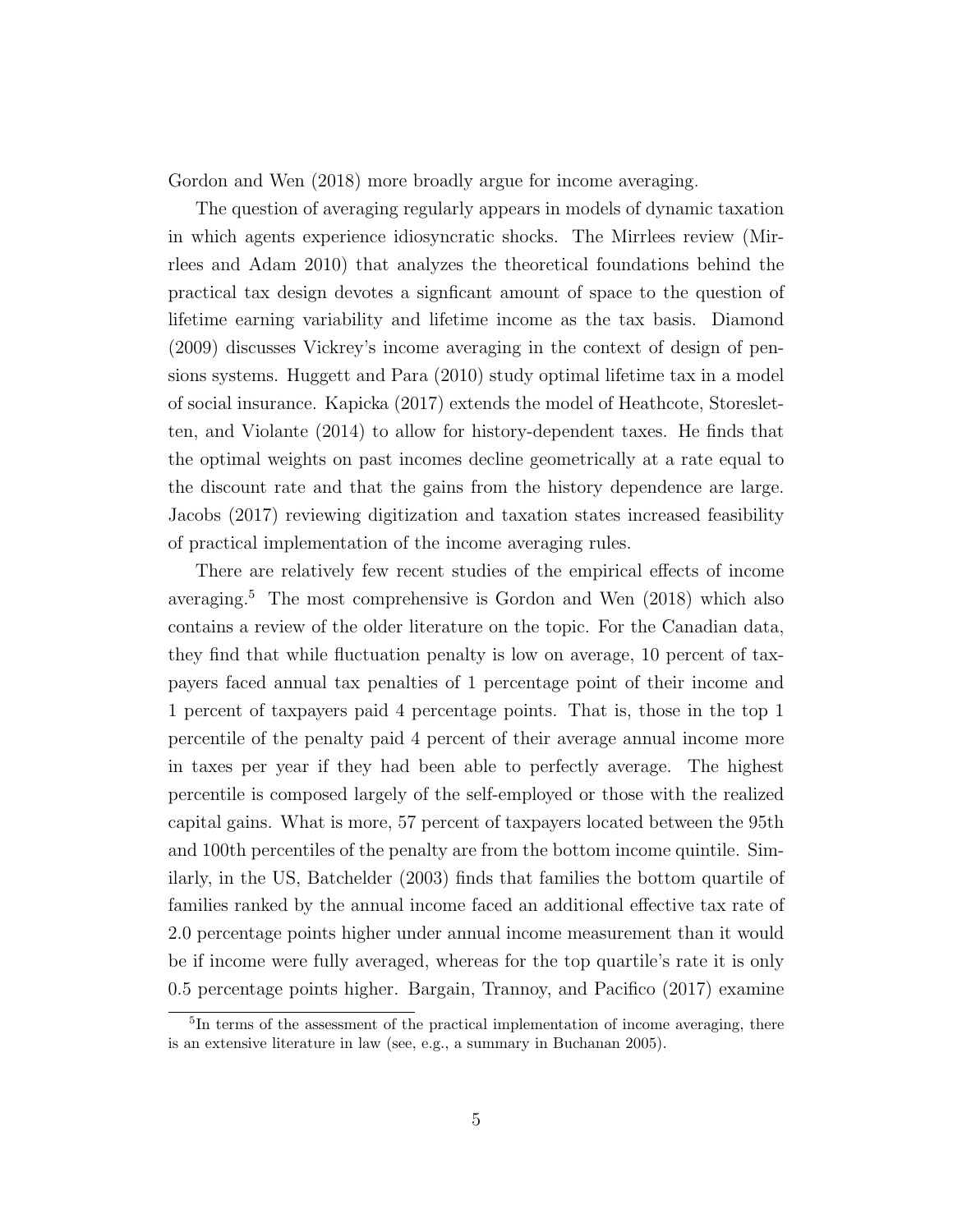Gordon and Wen (2018) more broadly argue for income averaging.

The question of averaging regularly appears in models of dynamic taxation in which agents experience idiosyncratic shocks. The Mirrlees review (Mirrlees and Adam 2010) that analyzes the theoretical foundations behind the practical tax design devotes a signficant amount of space to the question of lifetime earning variability and lifetime income as the tax basis. Diamond (2009) discusses Vickrey's income averaging in the context of design of pensions systems. Huggett and Para (2010) study optimal lifetime tax in a model of social insurance. Kapicka (2017) extends the model of Heathcote, Storesletten, and Violante (2014) to allow for history-dependent taxes. He finds that the optimal weights on past incomes decline geometrically at a rate equal to the discount rate and that the gains from the history dependence are large. Jacobs (2017) reviewing digitization and taxation states increased feasibility of practical implementation of the income averaging rules.

There are relatively few recent studies of the empirical effects of income averaging.[5] The most comprehensive is Gordon and Wen (2018) which also contains a review of the older literature on the topic. For the Canadian data, they find that while fluctuation penalty is low on average, 10 percent of taxpayers faced annual tax penalties of 1 percentage point of their income and 1 percent of taxpayers paid 4 percentage points. That is, those in the top 1 percentile of the penalty paid 4 percent of their average annual income more in taxes per year if they had been able to perfectly average. The highest percentile is composed largely of the self-employed or those with the realized capital gains. What is more, 57 percent of taxpayers located between the 95th and 100th percentiles of the penalty are from the bottom income quintile. Similarly, in the US, Batchelder (2003) finds that families the bottom quartile of families ranked by the annual income faced an additional effective tax rate of 2.0 percentage points higher under annual income measurement than it would be if income were fully averaged, whereas for the top quartile's rate it is only 0.5 percentage points higher. Bargain, Trannoy, and Pacifico (2017) examine

[5] In terms of the assessment of the practical implementation of income averaging, there is an extensive literature in law (see, e.g., a summary in Buchanan 2005).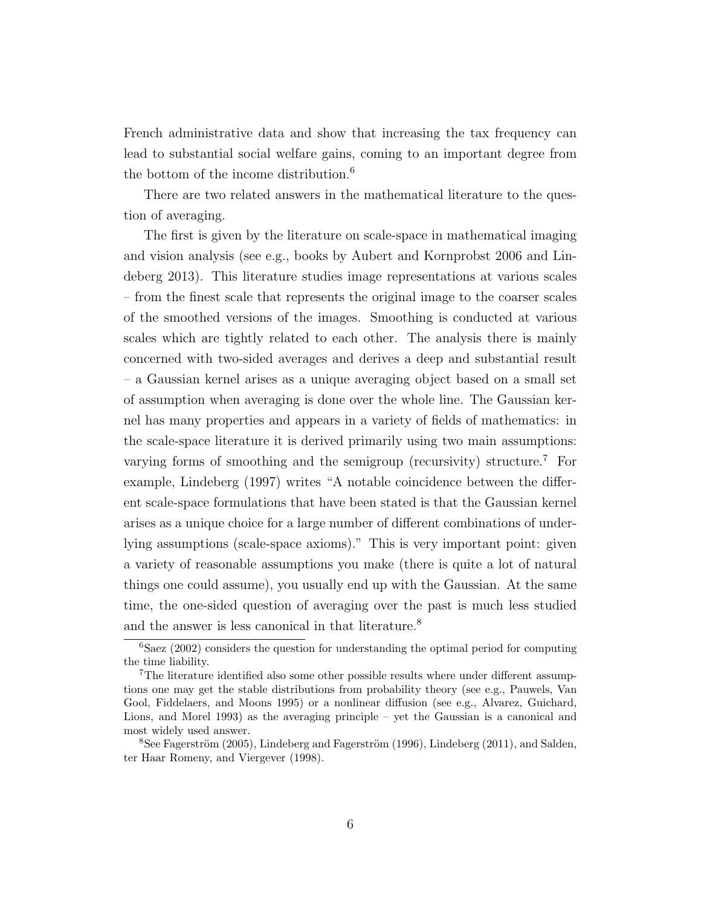French administrative data and show that increasing the tax frequency can lead to substantial social welfare gains, coming to an important degree from the bottom of the income distribution.[6]

There are two related answers in the mathematical literature to the question of averaging.

The first is given by the literature on scale-space in mathematical imaging and vision analysis (see e.g., books by Aubert and Kornprobst 2006 and Lindeberg 2013). This literature studies image representations at various scales – from the finest scale that represents the original image to the coarser scales of the smoothed versions of the images. Smoothing is conducted at various scales which are tightly related to each other. The analysis there is mainly concerned with two-sided averages and derives a deep and substantial result – a Gaussian kernel arises as a unique averaging object based on a small set of assumption when averaging is done over the whole line. The Gaussian kernel has many properties and appears in a variety of fields of mathematics: in the scale-space literature it is derived primarily using two main assumptions: varying forms of smoothing and the semigroup (recursivity) structure.[7] For example, Lindeberg (1997) writes "A notable coincidence between the different scale-space formulations that have been stated is that the Gaussian kernel arises as a unique choice for a large number of different combinations of underlying assumptions (scale-space axioms)." This is very important point: given a variety of reasonable assumptions you make (there is quite a lot of natural things one could assume), you usually end up with the Gaussian. At the same time, the one-sided question of averaging over the past is much less studied and the answer is less canonical in that literature.[8]

[6]Saez (2002) considers the question for understanding the optimal period for computing the time liability.

[7]The literature identified also some other possible results where under different assumptions one may get the stable distributions from probability theory (see e.g., Pauwels, Van Gool, Fiddelaers, and Moons 1995) or a nonlinear diffusion (see e.g., Alvarez, Guichard, Lions, and Morel 1993) as the averaging principle – yet the Gaussian is a canonical and most widely used answer.

[8]See Fagerström (2005), Lindeberg and Fagerström (1996), Lindeberg (2011), and Salden, ter Haar Romeny, and Viergever (1998).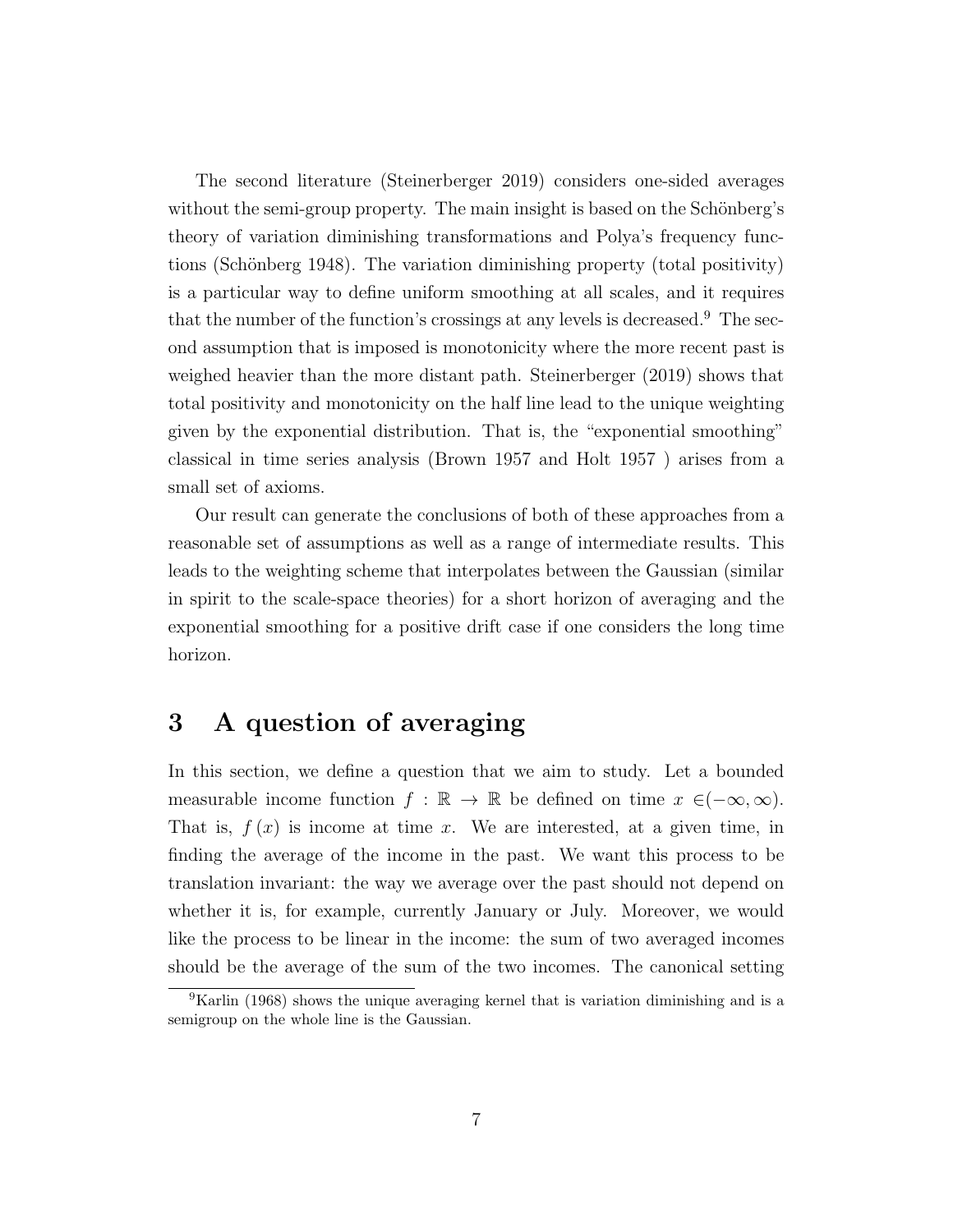The second literature (Steinerberger 2019) considers one-sided averages without the semi-group property. The main insight is based on the Schönberg's theory of variation diminishing transformations and Polya's frequency functions (Schönberg 1948). The variation diminishing property (total positivity) is a particular way to define uniform smoothing at all scales, and it requires that the number of the function's crossings at any levels is decreased.[9] The second assumption that is imposed is monotonicity where the more recent past is weighed heavier than the more distant path. Steinerberger (2019) shows that total positivity and monotonicity on the half line lead to the unique weighting given by the exponential distribution. That is, the "exponential smoothing" classical in time series analysis (Brown 1957 and Holt 1957 ) arises from a small set of axioms.

Our result can generate the conclusions of both of these approaches from a reasonable set of assumptions as well as a range of intermediate results. This leads to the weighting scheme that interpolates between the Gaussian (similar in spirit to the scale-space theories) for a short horizon of averaging and the exponential smoothing for a positive drift case if one considers the long time horizon.

# 3 A question of averaging

In this section, we define a question that we aim to study. Let a bounded measurable income function $f : \mathbb{R} \to \mathbb{R}$ be defined on time $x \in (-\infty, \infty)$. That is, $f(x)$ is income at time $x$. We are interested, at a given time, in finding the average of the income in the past. We want this process to be translation invariant: the way we average over the past should not depend on whether it is, for example, currently January or July. Moreover, we would like the process to be linear in the income: the sum of two averaged incomes should be the average of the sum of the two incomes. The canonical setting

[9] Karlin (1968) shows the unique averaging kernel that is variation diminishing and is a semigroup on the whole line is the Gaussian.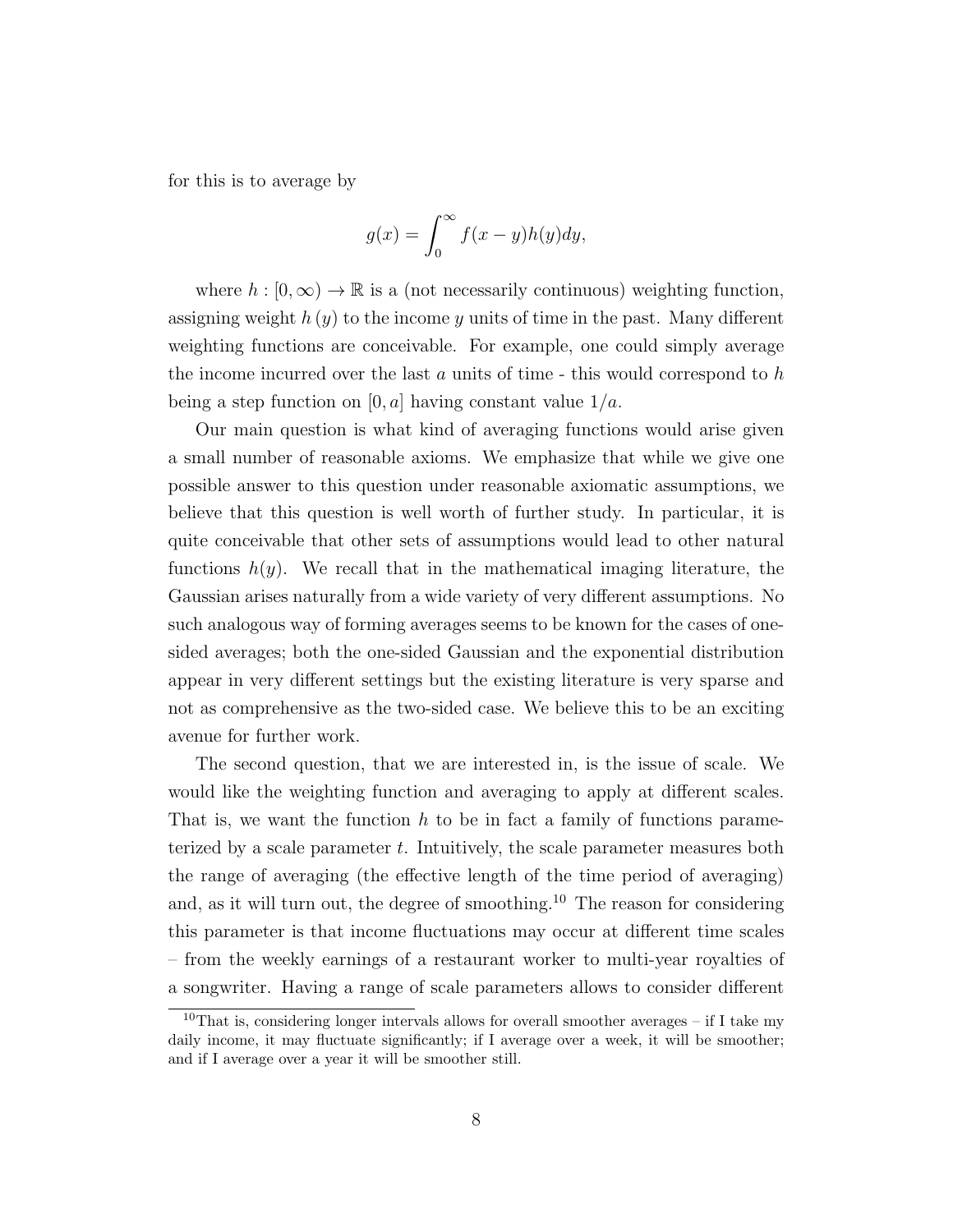for this is to average by

$$g(x) = \int_0^\infty f(x - y)h(y)dy,$$

where $h : [0, \infty) \to \mathbb{R}$ is a (not necessarily continuous) weighting function, assigning weight $h(y)$ to the income $y$ units of time in the past. Many different weighting functions are conceivable. For example, one could simply average the income incurred over the last $a$ units of time - this would correspond to $h$ being a step function on $[0, a]$ having constant value $1/a$.

Our main question is what kind of averaging functions would arise given a small number of reasonable axioms. We emphasize that while we give one possible answer to this question under reasonable axiomatic assumptions, we believe that this question is well worth of further study. In particular, it is quite conceivable that other sets of assumptions would lead to other natural functions $h(y)$. We recall that in the mathematical imaging literature, the Gaussian arises naturally from a wide variety of very different assumptions. No such analogous way of forming averages seems to be known for the cases of one-sided averages; both the one-sided Gaussian and the exponential distribution appear in very different settings but the existing literature is very sparse and not as comprehensive as the two-sided case. We believe this to be an exciting avenue for further work.

The second question, that we are interested in, is the issue of scale. We would like the weighting function and averaging to apply at different scales. That is, we want the function $h$ to be in fact a family of functions parameterized by a scale parameter $t$. Intuitively, the scale parameter measures both the range of averaging (the effective length of the time period of averaging) and, as it will turn out, the degree of smoothing.[10] The reason for considering this parameter is that income fluctuations may occur at different time scales – from the weekly earnings of a restaurant worker to multi-year royalties of a songwriter. Having a range of scale parameters allows to consider different

[10] That is, considering longer intervals allows for overall smoother averages – if I take my daily income, it may fluctuate significantly; if I average over a week, it will be smoother; and if I average over a year it will be smoother still.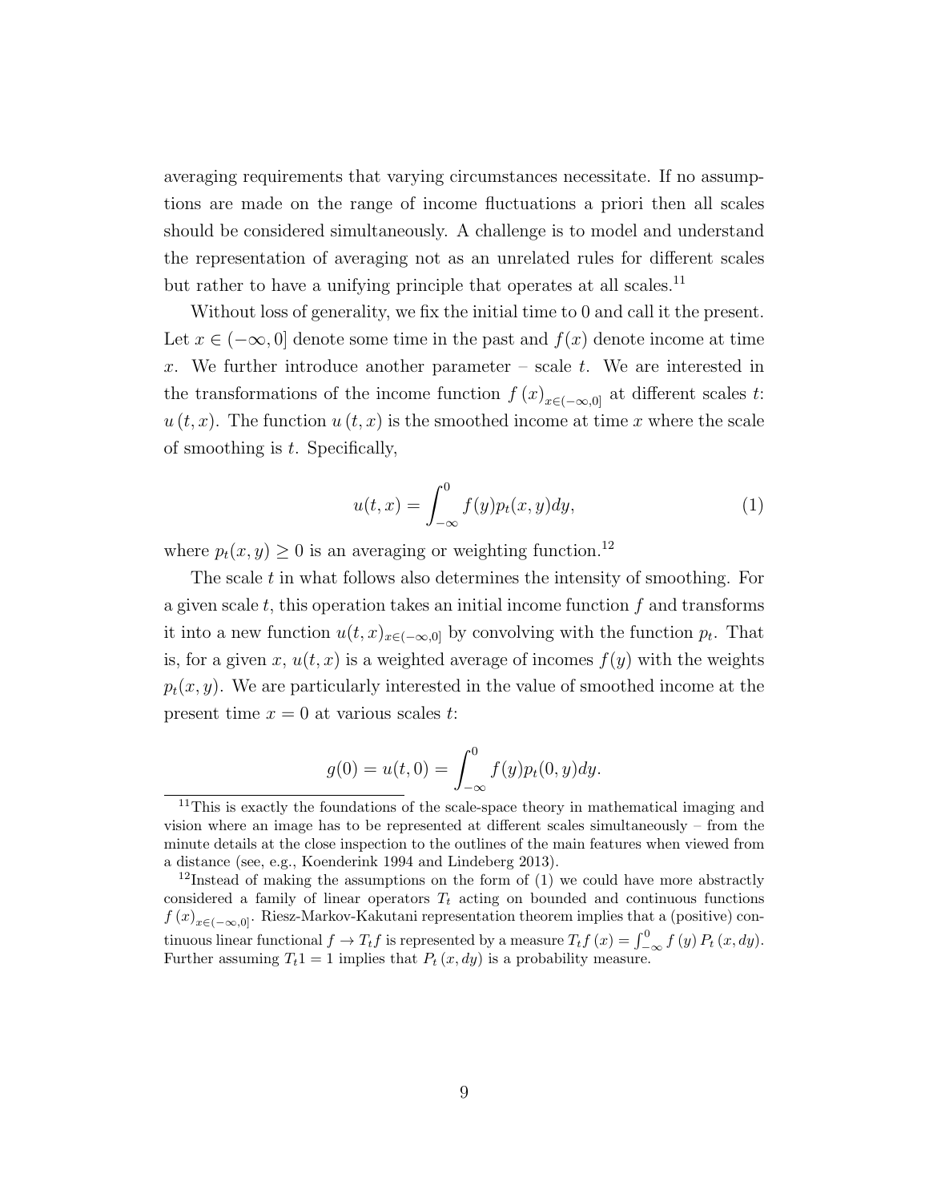averaging requirements that varying circumstances necessitate. If no assumptions are made on the range of income fluctuations a priori then all scales should be considered simultaneously. A challenge is to model and understand the representation of averaging not as an unrelated rules for different scales but rather to have a unifying principle that operates at all scales.[11]

Without loss of generality, we fix the initial time to 0 and call it the present. Let $x \in (-\infty, 0]$ denote some time in the past and $f(x)$ denote income at time $x$. We further introduce another parameter – scale $t$. We are interested in the transformations of the income function $f(x)_{x \in (-\infty,0]}$ at different scales $t$: $u(t,x)$. The function $u(t,x)$ is the smoothed income at time $x$ where the scale of smoothing is $t$. Specifically,

$$u(t,x) = \int_{-\infty}^{0} f(y) p_t(x,y) dy, \tag{1}$$

where $p_t(x,y) \geq 0$ is an averaging or weighting function.[12]

The scale $t$ in what follows also determines the intensity of smoothing. For a given scale $t$, this operation takes an initial income function $f$ and transforms it into a new function $u(t,x)_{x \in (-\infty,0]}$ by convolving with the function $p_t$. That is, for a given $x$, $u(t,x)$ is a weighted average of incomes $f(y)$ with the weights $p_t(x,y)$. We are particularly interested in the value of smoothed income at the present time $x = 0$ at various scales $t$:

$$g(0) = u(t,0) = \int_{-\infty}^{0} f(y) p_t(0,y) dy.$$

[11] This is exactly the foundations of the scale-space theory in mathematical imaging and vision where an image has to be represented at different scales simultaneously – from the minute details at the close inspection to the outlines of the main features when viewed from a distance (see, e.g., Koenderink 1994 and Lindeberg 2013).

[12] Instead of making the assumptions on the form of (1) we could have more abstractly considered a family of linear operators $T_t$ acting on bounded and continuous functions $f(x)_{x \in (-\infty,0]}$. Riesz-Markov-Kakutani representation theorem implies that a (positive) continuous linear functional $f \rightarrow T_t f$ is represented by a measure $T_t f(x) = \int_{-\infty}^{0} f(y) P_t(x, dy)$. Further assuming $T_t 1 = 1$ implies that $P_t(x, dy)$ is a probability measure.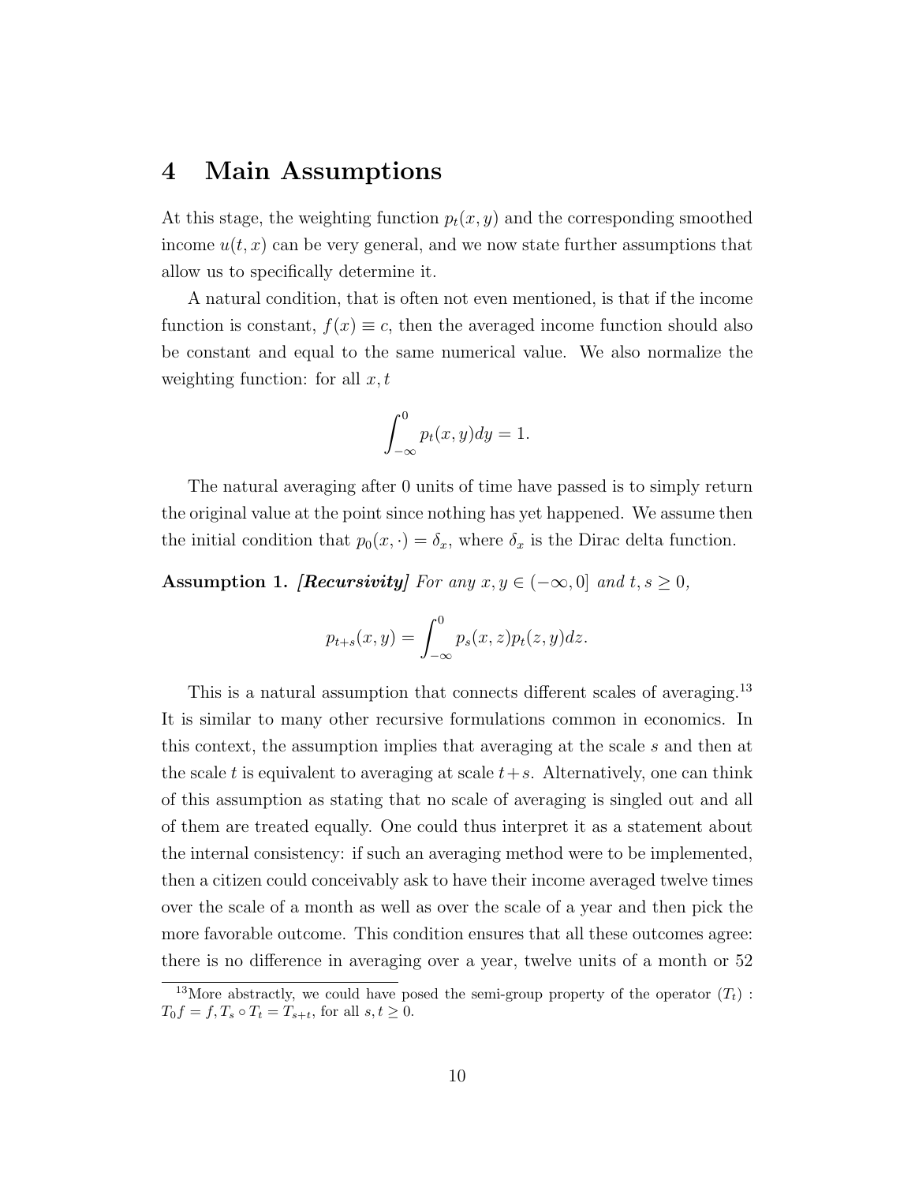# 4 Main Assumptions

At this stage, the weighting function $p_t(x, y)$ and the corresponding smoothed income $u(t, x)$ can be very general, and we now state further assumptions that allow us to specifically determine it.

A natural condition, that is often not even mentioned, is that if the income function is constant, $f(x) \equiv c$, then the averaged income function should also be constant and equal to the same numerical value. We also normalize the weighting function: for all $x, t$

$$\int_{-\infty}^{0} p_t(x, y) dy = 1.$$

The natural averaging after 0 units of time have passed is to simply return the original value at the point since nothing has yet happened. We assume then the initial condition that $p_0(x, \cdot) = \delta_x$, where $\delta_x$ is the Dirac delta function.

**Assumption 1.** ***[Recursivity]*** *For any $x, y \in (-\infty, 0]$ and $t, s \geq 0$,*

$$p_{t+s}(x, y) = \int_{-\infty}^{0} p_s(x, z) p_t(z, y) dz.$$

This is a natural assumption that connects different scales of averaging.[13] It is similar to many other recursive formulations common in economics. In this context, the assumption implies that averaging at the scale $s$ and then at the scale $t$ is equivalent to averaging at scale $t+s$. Alternatively, one can think of this assumption as stating that no scale of averaging is singled out and all of them are treated equally. One could thus interpret it as a statement about the internal consistency: if such an averaging method were to be implemented, then a citizen could conceivably ask to have their income averaged twelve times over the scale of a month as well as over the scale of a year and then pick the more favorable outcome. This condition ensures that all these outcomes agree: there is no difference in averaging over a year, twelve units of a month or 52

[13] More abstractly, we could have posed the semi-group property of the operator $(T_t)$ : $T_0 f = f, T_s \circ T_t = T_{s+t}$, for all $s, t \geq 0$.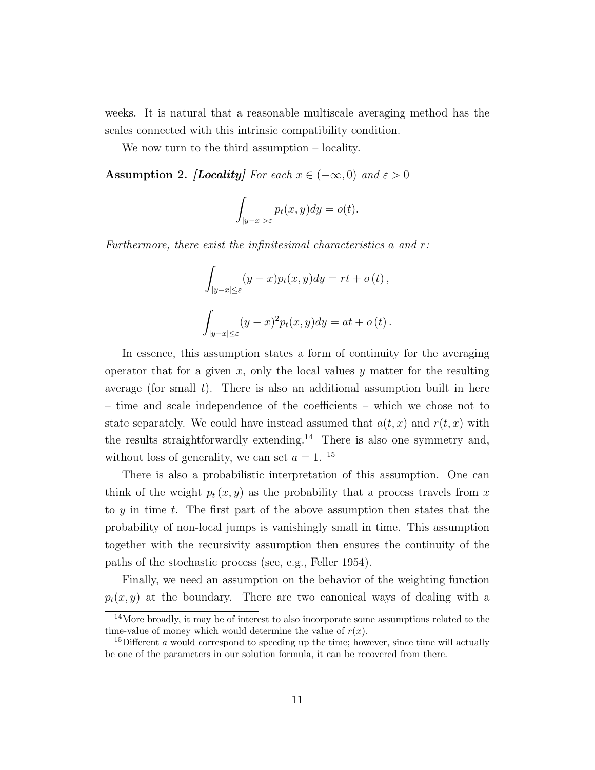weeks. It is natural that a reasonable multiscale averaging method has the scales connected with this intrinsic compatibility condition.

We now turn to the third assumption – locality.

**Assumption 2.** ***[Locality]*** *For each $x \in (-\infty, 0)$ and $\varepsilon > 0$*

$$\int_{|y-x|>\varepsilon} p_t(x,y)dy = o(t).$$

*Furthermore, there exist the infinitesimal characteristics $a$ and $r$:*

$$\int_{|y-x|\leq\varepsilon} (y-x)p_t(x,y)dy = rt + o\,(t)\,,$$

$$\int_{|y-x|\leq\varepsilon} (y-x)^2 p_t(x,y)dy = at + o\,(t)\,.$$

In essence, this assumption states a form of continuity for the averaging operator that for a given $x$, only the local values $y$ matter for the resulting average (for small $t$). There is also an additional assumption built in here – time and scale independence of the coefficients – which we chose not to state separately. We could have instead assumed that $a(t,x)$ and $r(t,x)$ with the results straightforwardly extending.[14] There is also one symmetry and, without loss of generality, we can set $a = 1$. [15]

There is also a probabilistic interpretation of this assumption. One can think of the weight $p_t(x,y)$ as the probability that a process travels from $x$ to $y$ in time $t$. The first part of the above assumption then states that the probability of non-local jumps is vanishingly small in time. This assumption together with the recursivity assumption then ensures the continuity of the paths of the stochastic process (see, e.g., Feller 1954).

Finally, we need an assumption on the behavior of the weighting function $p_t(x,y)$ at the boundary. There are two canonical ways of dealing with a

[14] More broadly, it may be of interest to also incorporate some assumptions related to the time-value of money which would determine the value of $r(x)$.

[15] Different $a$ would correspond to speeding up the time; however, since time will actually be one of the parameters in our solution formula, it can be recovered from there.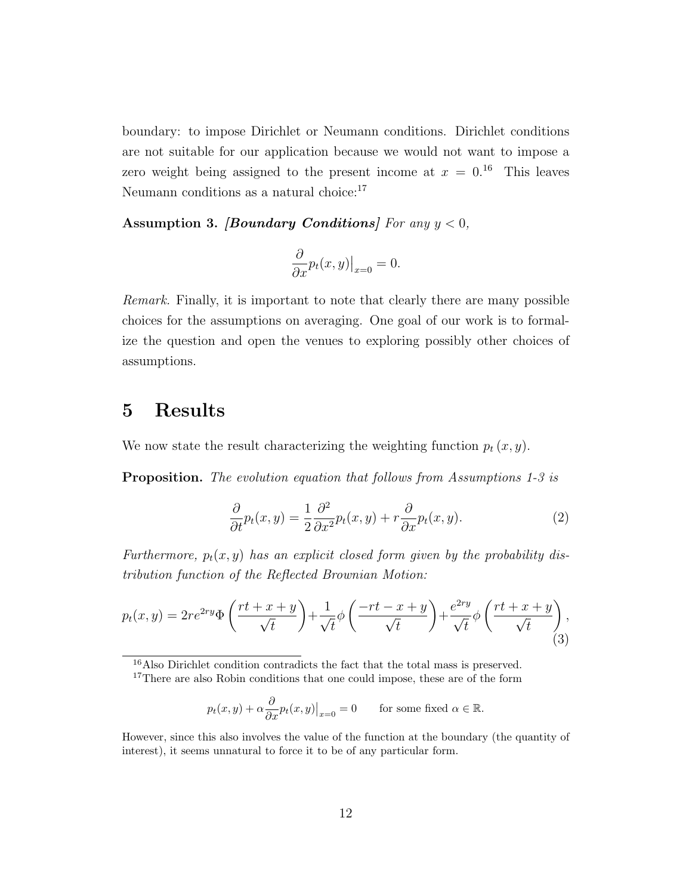boundary: to impose Dirichlet or Neumann conditions. Dirichlet conditions are not suitable for our application because we would not want to impose a zero weight being assigned to the present income at $x = 0$.[16] This leaves Neumann conditions as a natural choice:[17]

**Assumption 3.** ***[Boundary Conditions]*** *For any $y < 0$,*

$$\frac{\partial}{\partial x} p_t(x,y)\big|_{x=0} = 0.$$

*Remark.* Finally, it is important to note that clearly there are many possible choices for the assumptions on averaging. One goal of our work is to formalize the question and open the venues to exploring possibly other choices of assumptions.

# 5 Results

We now state the result characterizing the weighting function $p_t(x, y)$.

**Proposition.** *The evolution equation that follows from Assumptions 1-3 is*

$$\frac{\partial}{\partial t} p_t(x,y) = \frac{1}{2}\frac{\partial^2}{\partial x^2} p_t(x,y) + r\frac{\partial}{\partial x} p_t(x,y). \tag{2}$$

*Furthermore, $p_t(x, y)$ has an explicit closed form given by the probability distribution function of the Reflected Brownian Motion:*

$$p_t(x,y) = 2re^{2ry}\Phi\left(\frac{rt + x + y}{\sqrt{t}}\right) + \frac{1}{\sqrt{t}}\phi\left(\frac{-rt - x + y}{\sqrt{t}}\right) + \frac{e^{2ry}}{\sqrt{t}}\phi\left(\frac{rt + x + y}{\sqrt{t}}\right), \tag{3}$$

[16] Also Dirichlet condition contradicts the fact that the total mass is preserved.

[17] There are also Robin conditions that one could impose, these are of the form

$$p_t(x,y) + \alpha \frac{\partial}{\partial x} p_t(x,y)\big|_{x=0} = 0 \qquad \text{for some fixed } \alpha \in \mathbb{R}.$$

However, since this also involves the value of the function at the boundary (the quantity of interest), it seems unnatural to force it to be of any particular form.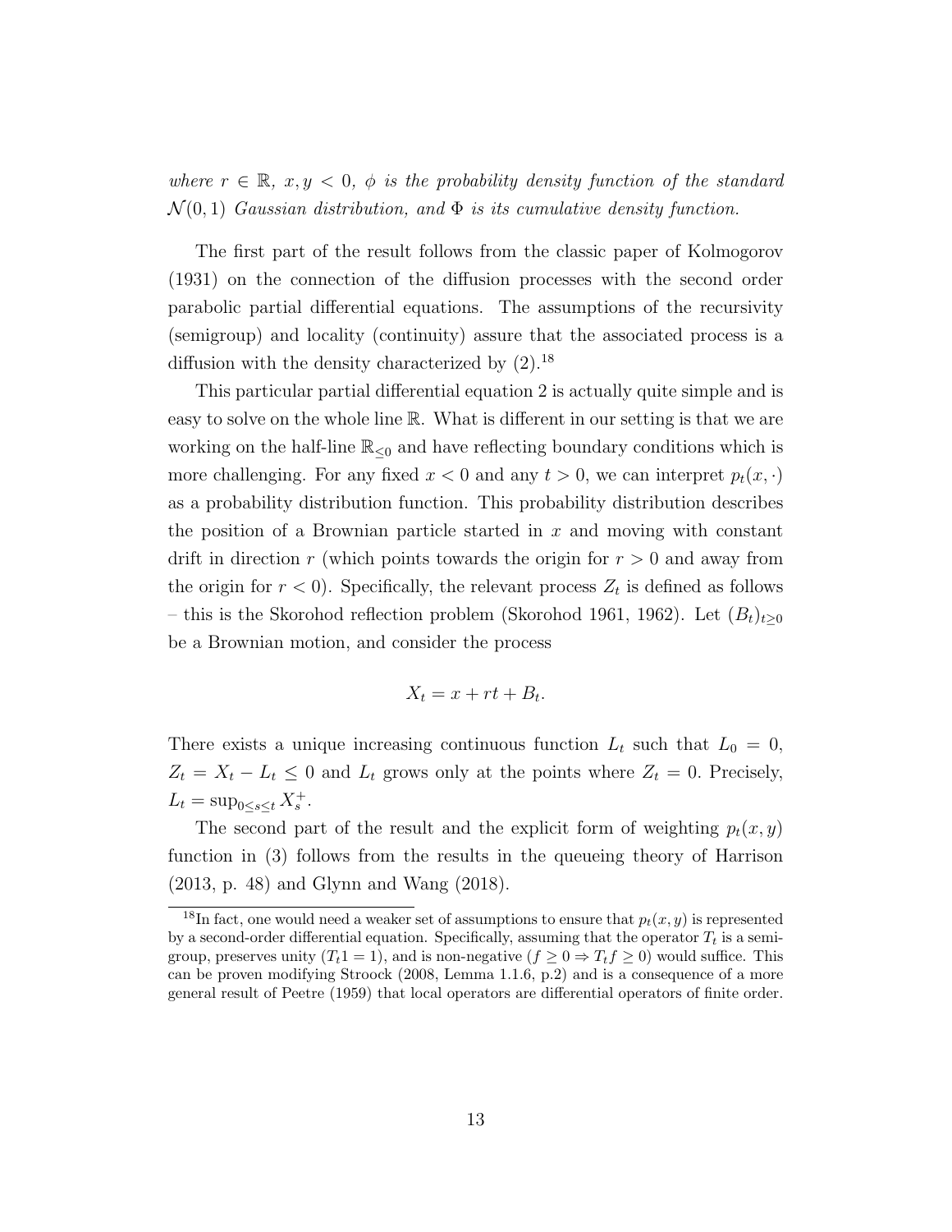*where $r \in \mathbb{R}$, $x, y < 0$, $\phi$ is the probability density function of the standard $\mathcal{N}(0,1)$ Gaussian distribution, and $\Phi$ is its cumulative density function.*

The first part of the result follows from the classic paper of Kolmogorov (1931) on the connection of the diffusion processes with the second order parabolic partial differential equations. The assumptions of the recursivity (semigroup) and locality (continuity) assure that the associated process is a diffusion with the density characterized by (2).[18]

This particular partial differential equation 2 is actually quite simple and is easy to solve on the whole line $\mathbb{R}$. What is different in our setting is that we are working on the half-line $\mathbb{R}_{\leq 0}$ and have reflecting boundary conditions which is more challenging. For any fixed $x < 0$ and any $t > 0$, we can interpret $p_t(x, \cdot)$ as a probability distribution function. This probability distribution describes the position of a Brownian particle started in $x$ and moving with constant drift in direction $r$ (which points towards the origin for $r > 0$ and away from the origin for $r < 0$). Specifically, the relevant process $Z_t$ is defined as follows – this is the Skorohod reflection problem (Skorohod 1961, 1962). Let $(B_t)_{t \geq 0}$ be a Brownian motion, and consider the process

$$X_t = x + rt + B_t.$$

There exists a unique increasing continuous function $L_t$ such that $L_0 = 0$, $Z_t = X_t - L_t \leq 0$ and $L_t$ grows only at the points where $Z_t = 0$. Precisely, $L_t = \sup_{0 \leq s \leq t} X_s^+$.

The second part of the result and the explicit form of weighting $p_t(x, y)$ function in (3) follows from the results in the queueing theory of Harrison (2013, p. 48) and Glynn and Wang (2018).

[18] In fact, one would need a weaker set of assumptions to ensure that $p_t(x, y)$ is represented by a second-order differential equation. Specifically, assuming that the operator $T_t$ is a semigroup, preserves unity ($T_t 1 = 1$), and is non-negative ($f \geq 0 \Rightarrow T_t f \geq 0$) would suffice. This can be proven modifying Stroock (2008, Lemma 1.1.6, p.2) and is a consequence of a more general result of Peetre (1959) that local operators are differential operators of finite order.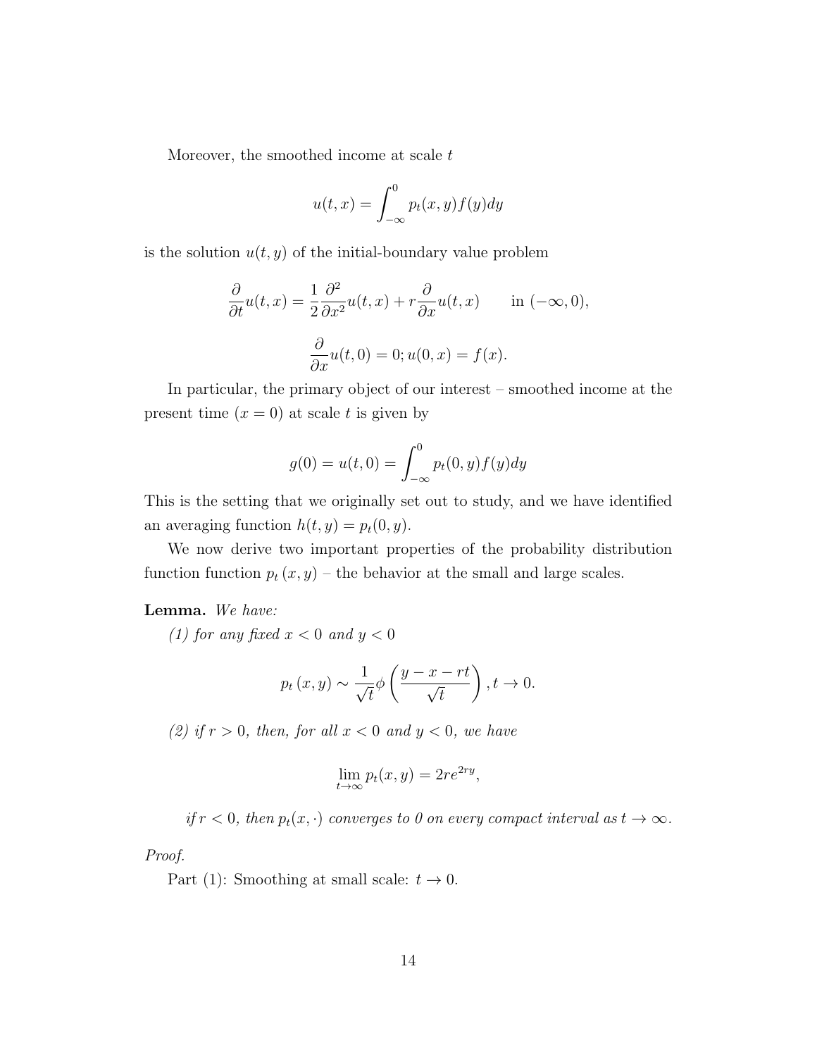Moreover, the smoothed income at scale $t$

$$u(t,x) = \int_{-\infty}^{0} p_t(x,y) f(y) dy$$

is the solution $u(t,y)$ of the initial-boundary value problem

$$\frac{\partial}{\partial t} u(t,x) = \frac{1}{2} \frac{\partial^2}{\partial x^2} u(t,x) + r \frac{\partial}{\partial x} u(t,x) \qquad \text{in } (-\infty, 0),$$

$$\frac{\partial}{\partial x} u(t,0) = 0; u(0,x) = f(x).$$

In particular, the primary object of our interest – smoothed income at the present time ($x = 0$) at scale $t$ is given by

$$g(0) = u(t,0) = \int_{-\infty}^{0} p_t(0,y) f(y) dy$$

This is the setting that we originally set out to study, and we have identified an averaging function $h(t,y) = p_t(0,y)$.

We now derive two important properties of the probability distribution function function $p_t(x,y)$ – the behavior at the small and large scales.

**Lemma.** *We have:*

*(1) for any fixed $x < 0$ and $y < 0$*

$$p_t(x,y) \sim \frac{1}{\sqrt{t}} \phi\left(\frac{y - x - rt}{\sqrt{t}}\right), t \to 0.$$

*(2) if $r > 0$, then, for all $x < 0$ and $y < 0$, we have*

$$\lim_{t \to \infty} p_t(x,y) = 2re^{2ry},$$

*if $r < 0$, then $p_t(x, \cdot)$ converges to 0 on every compact interval as $t \to \infty$.*

*Proof.*

Part (1): Smoothing at small scale: $t \to 0$.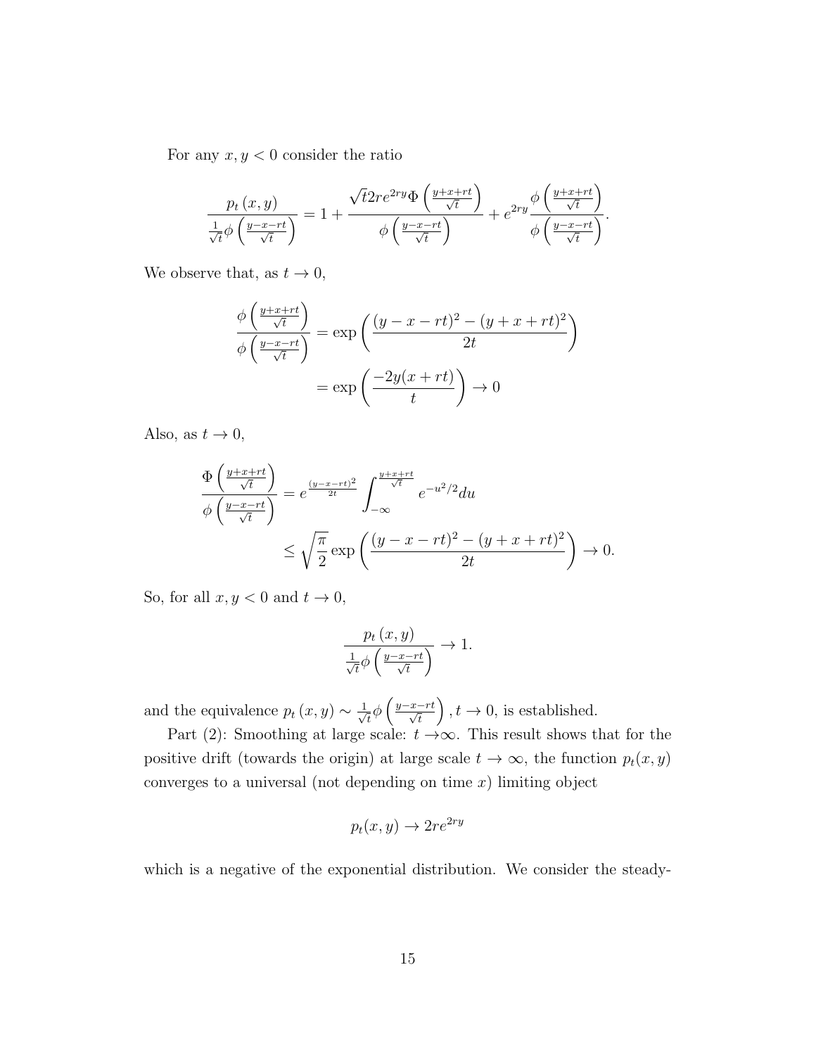For any $x, y < 0$ consider the ratio

$$\frac{p_t(x,y)}{\frac{1}{\sqrt{t}}\phi\left(\frac{y-x-rt}{\sqrt{t}}\right)} = 1 + \frac{\sqrt{t}2re^{2ry}\Phi\left(\frac{y+x+rt}{\sqrt{t}}\right)}{\phi\left(\frac{y-x-rt}{\sqrt{t}}\right)} + e^{2ry}\frac{\phi\left(\frac{y+x+rt}{\sqrt{t}}\right)}{\phi\left(\frac{y-x-rt}{\sqrt{t}}\right)}.$$

We observe that, as $t \to 0$,

$$\begin{aligned}
\frac{\phi\left(\frac{y+x+rt}{\sqrt{t}}\right)}{\phi\left(\frac{y-x-rt}{\sqrt{t}}\right)} &= \exp\left(\frac{(y-x-rt)^2-(y+x+rt)^2}{2t}\right) \\
&= \exp\left(\frac{-2y(x+rt)}{t}\right) \to 0
\end{aligned}$$

Also, as $t \to 0$,

$$\begin{aligned}
\frac{\Phi\left(\frac{y+x+rt}{\sqrt{t}}\right)}{\phi\left(\frac{y-x-rt}{\sqrt{t}}\right)} &= e^{\frac{(y-x-rt)^2}{2t}}\int_{-\infty}^{\frac{y+x+rt}{\sqrt{t}}} e^{-u^2/2}du \\
&\leq \sqrt{\frac{\pi}{2}}\exp\left(\frac{(y-x-rt)^2-(y+x+rt)^2}{2t}\right) \to 0.
\end{aligned}$$

So, for all $x, y < 0$ and $t \to 0$,

$$\frac{p_t(x,y)}{\frac{1}{\sqrt{t}}\phi\left(\frac{y-x-rt}{\sqrt{t}}\right)} \to 1.$$

and the equivalence $p_t(x,y) \sim \frac{1}{\sqrt{t}}\phi\left(\frac{y-x-rt}{\sqrt{t}}\right), t \to 0$, is established.

Part (2): Smoothing at large scale: $t \to \infty$. This result shows that for the positive drift (towards the origin) at large scale $t \to \infty$, the function $p_t(x,y)$ converges to a universal (not depending on time $x$) limiting object

$$p_t(x,y) \to 2re^{2ry}$$

which is a negative of the exponential distribution. We consider the steady-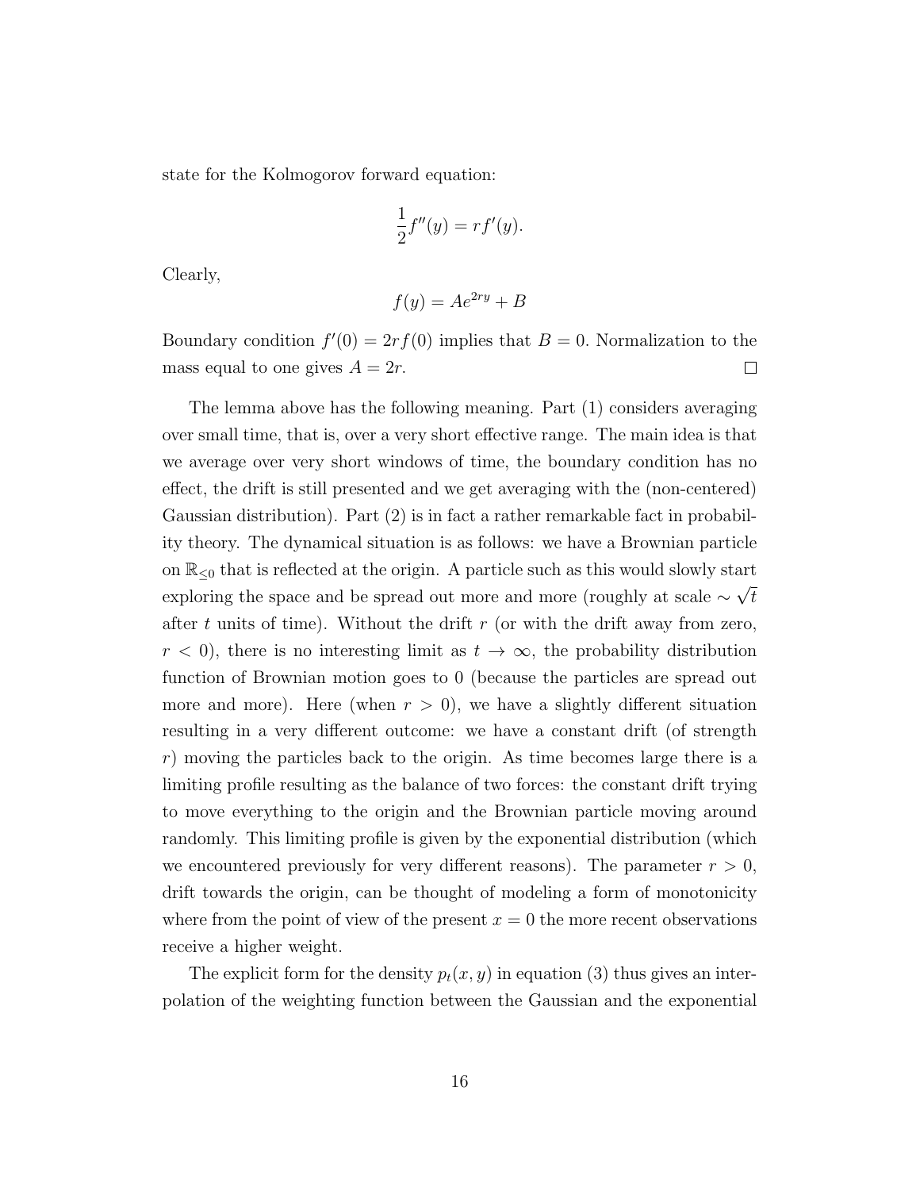state for the Kolmogorov forward equation:

$$\frac{1}{2}f''(y) = rf'(y).$$

Clearly,

$$f(y) = Ae^{2ry} + B$$

Boundary condition $f'(0) = 2rf(0)$ implies that $B = 0$. Normalization to the mass equal to one gives $A = 2r$. $\square$

The lemma above has the following meaning. Part (1) considers averaging over small time, that is, over a very short effective range. The main idea is that we average over very short windows of time, the boundary condition has no effect, the drift is still presented and we get averaging with the (non-centered) Gaussian distribution). Part (2) is in fact a rather remarkable fact in probability theory. The dynamical situation is as follows: we have a Brownian particle on $\mathbb{R}_{\leq 0}$ that is reflected at the origin. A particle such as this would slowly start exploring the space and be spread out more and more (roughly at scale $\sim \sqrt{t}$ after $t$ units of time). Without the drift $r$ (or with the drift away from zero, $r < 0$), there is no interesting limit as $t \to \infty$, the probability distribution function of Brownian motion goes to 0 (because the particles are spread out more and more). Here (when $r > 0$), we have a slightly different situation resulting in a very different outcome: we have a constant drift (of strength $r$) moving the particles back to the origin. As time becomes large there is a limiting profile resulting as the balance of two forces: the constant drift trying to move everything to the origin and the Brownian particle moving around randomly. This limiting profile is given by the exponential distribution (which we encountered previously for very different reasons). The parameter $r > 0$, drift towards the origin, can be thought of modeling a form of monotonicity where from the point of view of the present $x = 0$ the more recent observations receive a higher weight.

The explicit form for the density $p_t(x, y)$ in equation (3) thus gives an interpolation of the weighting function between the Gaussian and the exponential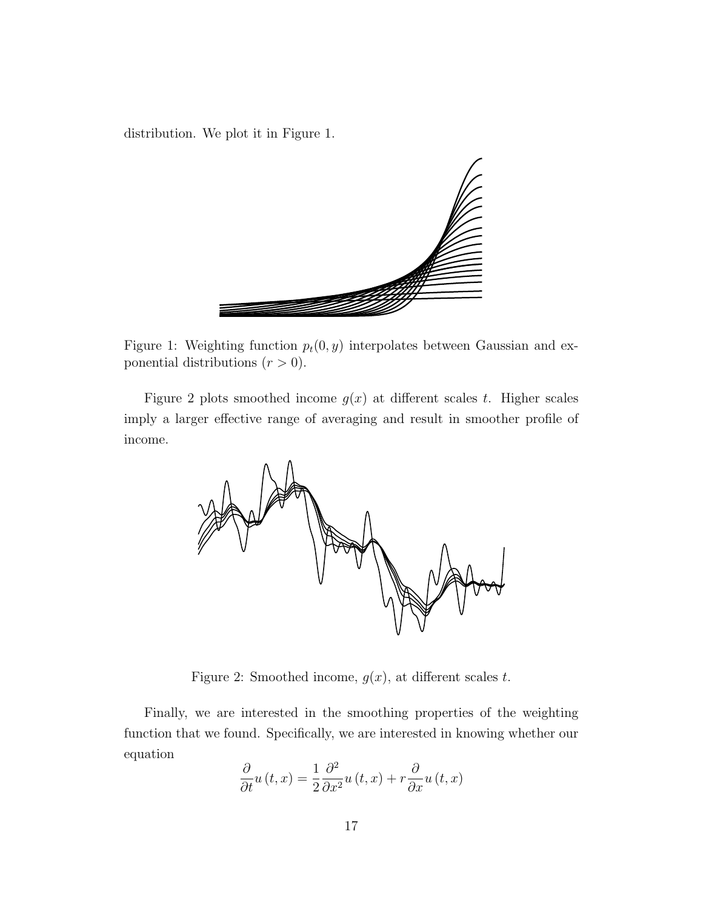distribution. We plot it in Figure 1.

Figure 1: Weighting function $p_t(0, y)$ interpolates between Gaussian and exponential distributions ($r > 0$).

Figure 2 plots smoothed income $g(x)$ at different scales $t$. Higher scales imply a larger effective range of averaging and result in smoother profile of income.

Figure 2: Smoothed income, $g(x)$, at different scales $t$.

Finally, we are interested in the smoothing properties of the weighting function that we found. Specifically, we are interested in knowing whether our equation

$$\frac{\partial}{\partial t}u\left(t,x\right)=\frac{1}{2}\frac{\partial^{2}}{\partial x^{2}}u\left(t,x\right)+r\frac{\partial}{\partial x}u\left(t,x\right)$$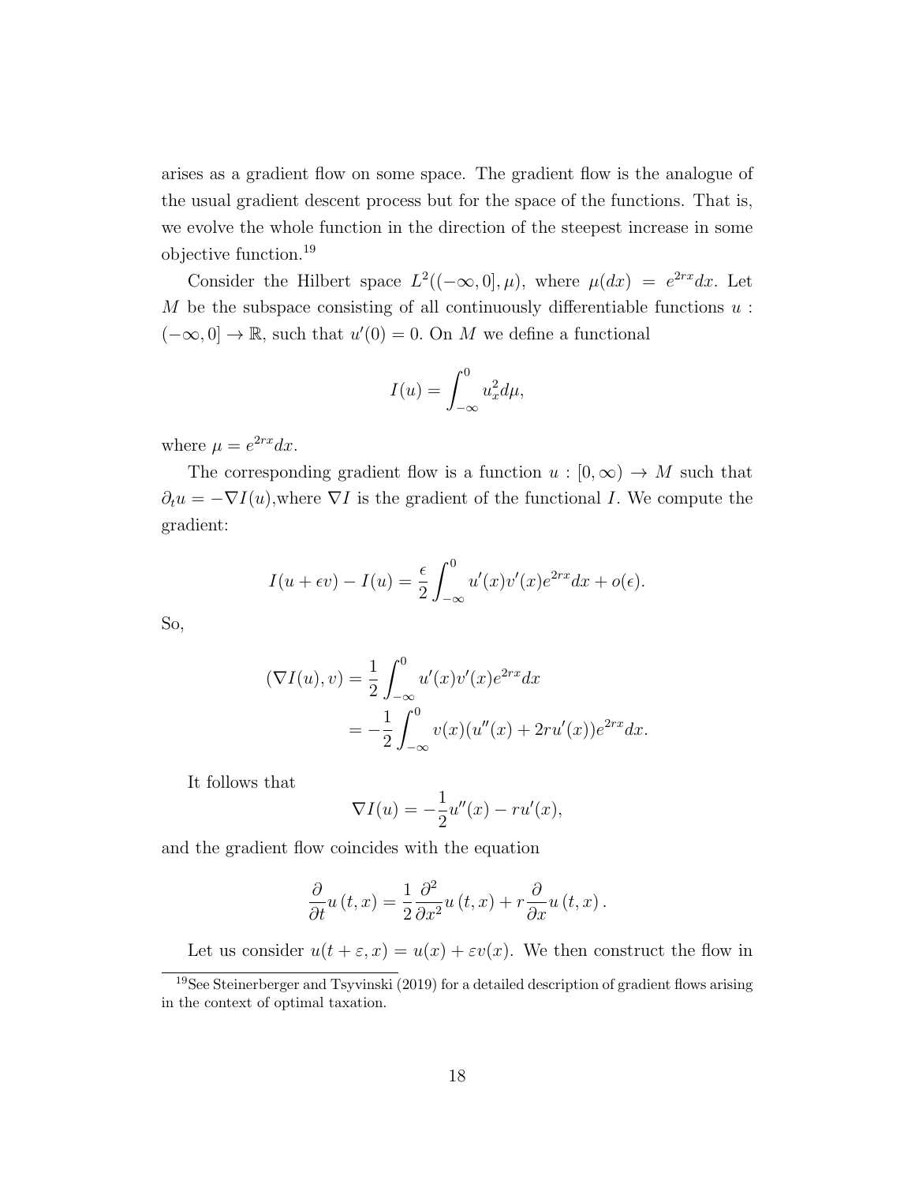arises as a gradient flow on some space. The gradient flow is the analogue of the usual gradient descent process but for the space of the functions. That is, we evolve the whole function in the direction of the steepest increase in some objective function.[19]

Consider the Hilbert space $L^2((-\infty, 0], \mu)$, where $\mu(dx) = e^{2rx}dx$. Let $M$ be the subspace consisting of all continuously differentiable functions $u : (-\infty, 0] \to \mathbb{R}$, such that $u'(0) = 0$. On $M$ we define a functional

$$I(u) = \int_{-\infty}^{0} u_x^2 d\mu,$$

where $\mu = e^{2rx}dx$.

The corresponding gradient flow is a function $u : [0, \infty) \to M$ such that $\partial_t u = -\nabla I(u)$,where $\nabla I$ is the gradient of the functional $I$. We compute the gradient:

$$I(u + \epsilon v) - I(u) = \frac{\epsilon}{2} \int_{-\infty}^{0} u'(x)v'(x)e^{2rx}dx + o(\epsilon).$$

So,

$$\begin{aligned}
(\nabla I(u), v) &= \frac{1}{2} \int_{-\infty}^{0} u'(x)v'(x)e^{2rx}dx \\
&= -\frac{1}{2} \int_{-\infty}^{0} v(x)(u''(x) + 2ru'(x))e^{2rx}dx.
\end{aligned}$$

It follows that

$$\nabla I(u) = -\frac{1}{2}u''(x) - ru'(x),$$

and the gradient flow coincides with the equation

$$\frac{\partial}{\partial t} u(t, x) = \frac{1}{2} \frac{\partial^2}{\partial x^2} u(t, x) + r \frac{\partial}{\partial x} u(t, x).$$

Let us consider $u(t + \varepsilon, x) = u(x) + \varepsilon v(x)$. We then construct the flow in

[19] See Steinerberger and Tsyvinski (2019) for a detailed description of gradient flows arising in the context of optimal taxation.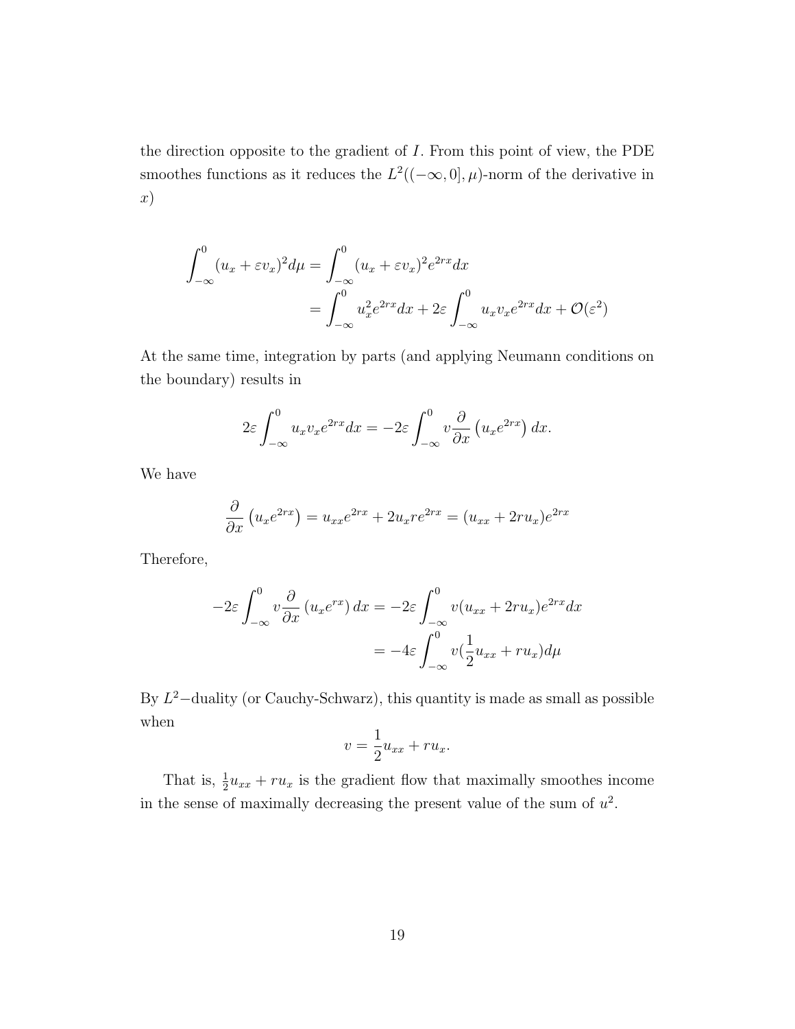the direction opposite to the gradient of $I$. From this point of view, the PDE smoothes functions as it reduces the $L^2((-\infty, 0], \mu)$-norm of the derivative in $x$)

$$
\begin{aligned}
\int_{-\infty}^{0} (u_x + \varepsilon v_x)^2 d\mu &= \int_{-\infty}^{0} (u_x + \varepsilon v_x)^2 e^{2rx} dx \\
&= \int_{-\infty}^{0} u_x^2 e^{2rx} dx + 2\varepsilon \int_{-\infty}^{0} u_x v_x e^{2rx} dx + \mathcal{O}(\varepsilon^2)
\end{aligned}
$$

At the same time, integration by parts (and applying Neumann conditions on the boundary) results in

$$
2\varepsilon \int_{-\infty}^{0} u_x v_x e^{2rx} dx = -2\varepsilon \int_{-\infty}^{0} v \frac{\partial}{\partial x} \left( u_x e^{2rx} \right) dx.
$$

We have

$$
\frac{\partial}{\partial x} \left( u_x e^{2rx} \right) = u_{xx} e^{2rx} + 2u_x r e^{2rx} = (u_{xx} + 2ru_x) e^{2rx}
$$

Therefore,

$$
\begin{aligned}
-2\varepsilon \int_{-\infty}^{0} v \frac{\partial}{\partial x} \left( u_x e^{rx} \right) dx &= -2\varepsilon \int_{-\infty}^{0} v (u_{xx} + 2ru_x) e^{2rx} dx \\
&= -4\varepsilon \int_{-\infty}^{0} v (\frac{1}{2} u_{xx} + ru_x) d\mu
\end{aligned}
$$

By $L^2$−duality (or Cauchy-Schwarz), this quantity is made as small as possible when

$$
v = \frac{1}{2} u_{xx} + ru_x.
$$

That is, $\frac{1}{2}u_{xx} + ru_x$ is the gradient flow that maximally smoothes income in the sense of maximally decreasing the present value of the sum of $u^2$.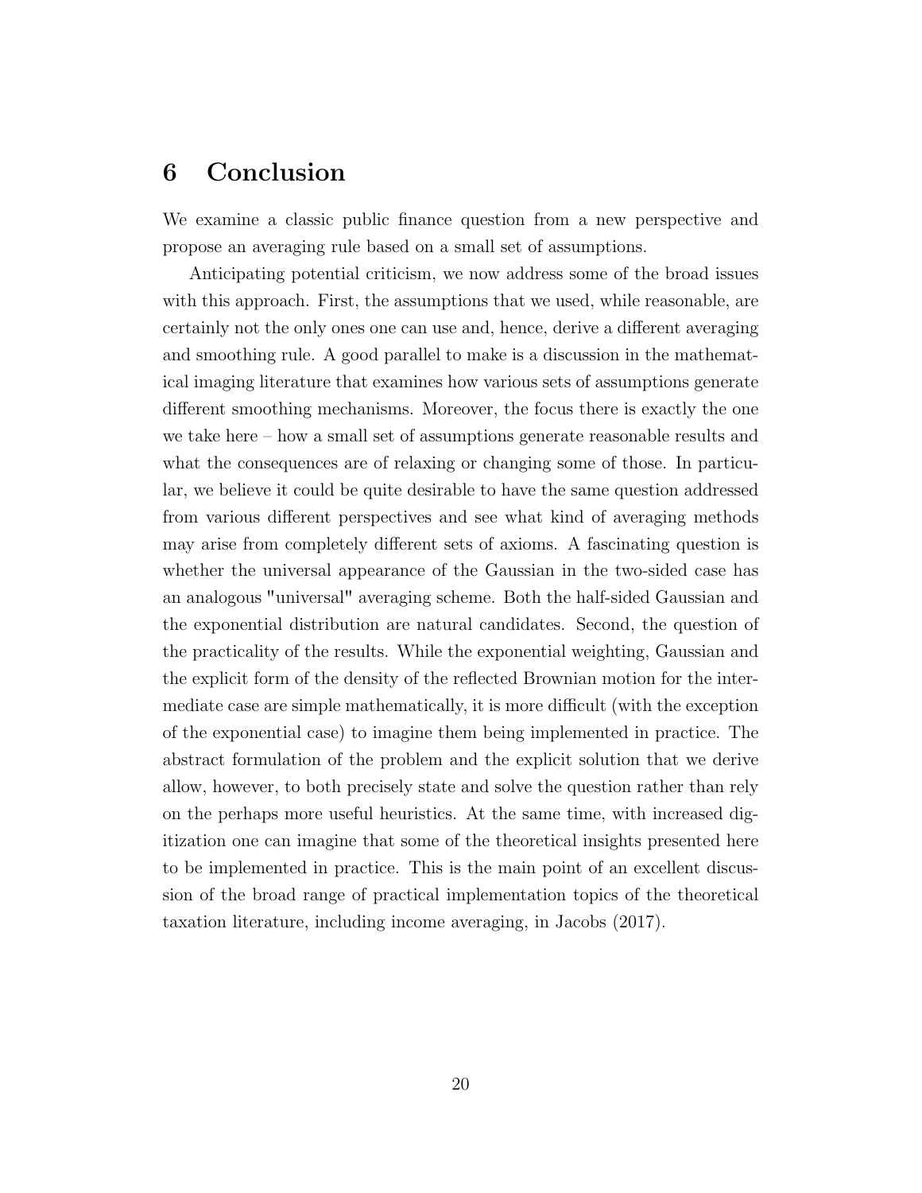## 6 Conclusion

We examine a classic public finance question from a new perspective and propose an averaging rule based on a small set of assumptions.

Anticipating potential criticism, we now address some of the broad issues with this approach. First, the assumptions that we used, while reasonable, are certainly not the only ones one can use and, hence, derive a different averaging and smoothing rule. A good parallel to make is a discussion in the mathematical imaging literature that examines how various sets of assumptions generate different smoothing mechanisms. Moreover, the focus there is exactly the one we take here – how a small set of assumptions generate reasonable results and what the consequences are of relaxing or changing some of those. In particular, we believe it could be quite desirable to have the same question addressed from various different perspectives and see what kind of averaging methods may arise from completely different sets of axioms. A fascinating question is whether the universal appearance of the Gaussian in the two-sided case has an analogous "universal" averaging scheme. Both the half-sided Gaussian and the exponential distribution are natural candidates. Second, the question of the practicality of the results. While the exponential weighting, Gaussian and the explicit form of the density of the reflected Brownian motion for the intermediate case are simple mathematically, it is more difficult (with the exception of the exponential case) to imagine them being implemented in practice. The abstract formulation of the problem and the explicit solution that we derive allow, however, to both precisely state and solve the question rather than rely on the perhaps more useful heuristics. At the same time, with increased digitization one can imagine that some of the theoretical insights presented here to be implemented in practice. This is the main point of an excellent discussion of the broad range of practical implementation topics of the theoretical taxation literature, including income averaging, in Jacobs (2017).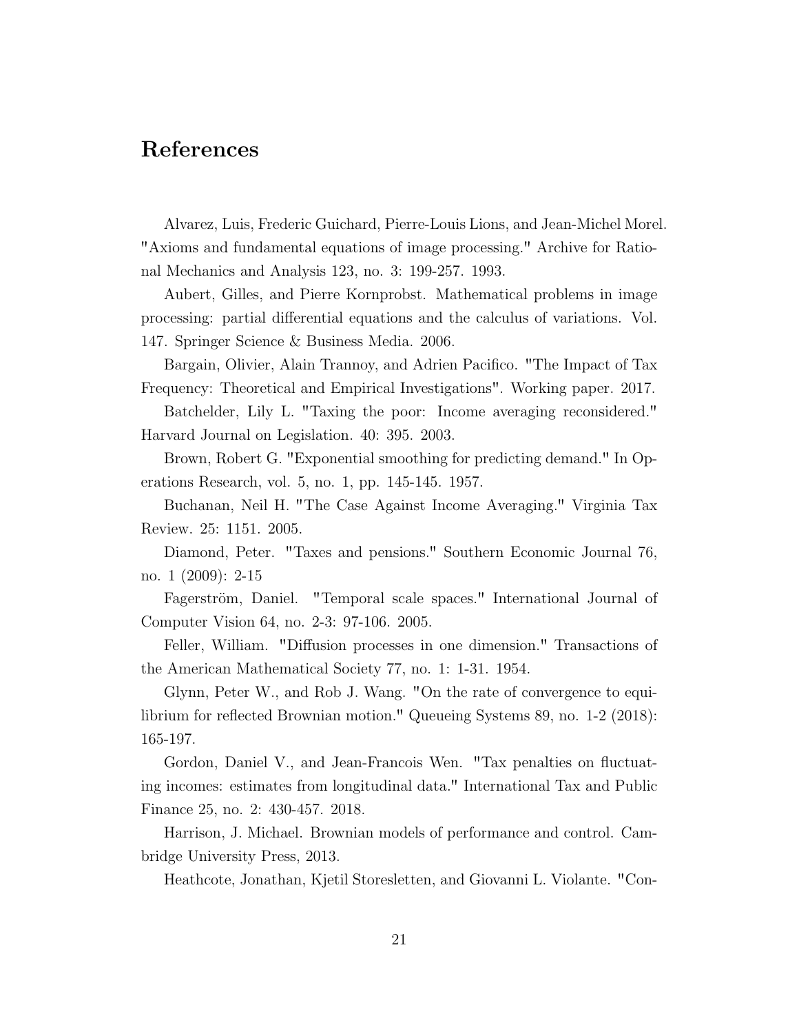# References

Alvarez, Luis, Frederic Guichard, Pierre-Louis Lions, and Jean-Michel Morel. "Axioms and fundamental equations of image processing." Archive for Rational Mechanics and Analysis 123, no. 3: 199-257. 1993.

Aubert, Gilles, and Pierre Kornprobst. Mathematical problems in image processing: partial differential equations and the calculus of variations. Vol. 147. Springer Science & Business Media. 2006.

Bargain, Olivier, Alain Trannoy, and Adrien Pacifico. "The Impact of Tax Frequency: Theoretical and Empirical Investigations". Working paper. 2017.

Batchelder, Lily L. "Taxing the poor: Income averaging reconsidered." Harvard Journal on Legislation. 40: 395. 2003.

Brown, Robert G. "Exponential smoothing for predicting demand." In Operations Research, vol. 5, no. 1, pp. 145-145. 1957.

Buchanan, Neil H. "The Case Against Income Averaging." Virginia Tax Review. 25: 1151. 2005.

Diamond, Peter. "Taxes and pensions." Southern Economic Journal 76, no. 1 (2009): 2-15

Fagerström, Daniel. "Temporal scale spaces." International Journal of Computer Vision 64, no. 2-3: 97-106. 2005.

Feller, William. "Diffusion processes in one dimension." Transactions of the American Mathematical Society 77, no. 1: 1-31. 1954.

Glynn, Peter W., and Rob J. Wang. "On the rate of convergence to equilibrium for reflected Brownian motion." Queueing Systems 89, no. 1-2 (2018): 165-197.

Gordon, Daniel V., and Jean-Francois Wen. "Tax penalties on fluctuating incomes: estimates from longitudinal data." International Tax and Public Finance 25, no. 2: 430-457. 2018.

Harrison, J. Michael. Brownian models of performance and control. Cambridge University Press, 2013.

Heathcote, Jonathan, Kjetil Storesletten, and Giovanni L. Violante. "Con-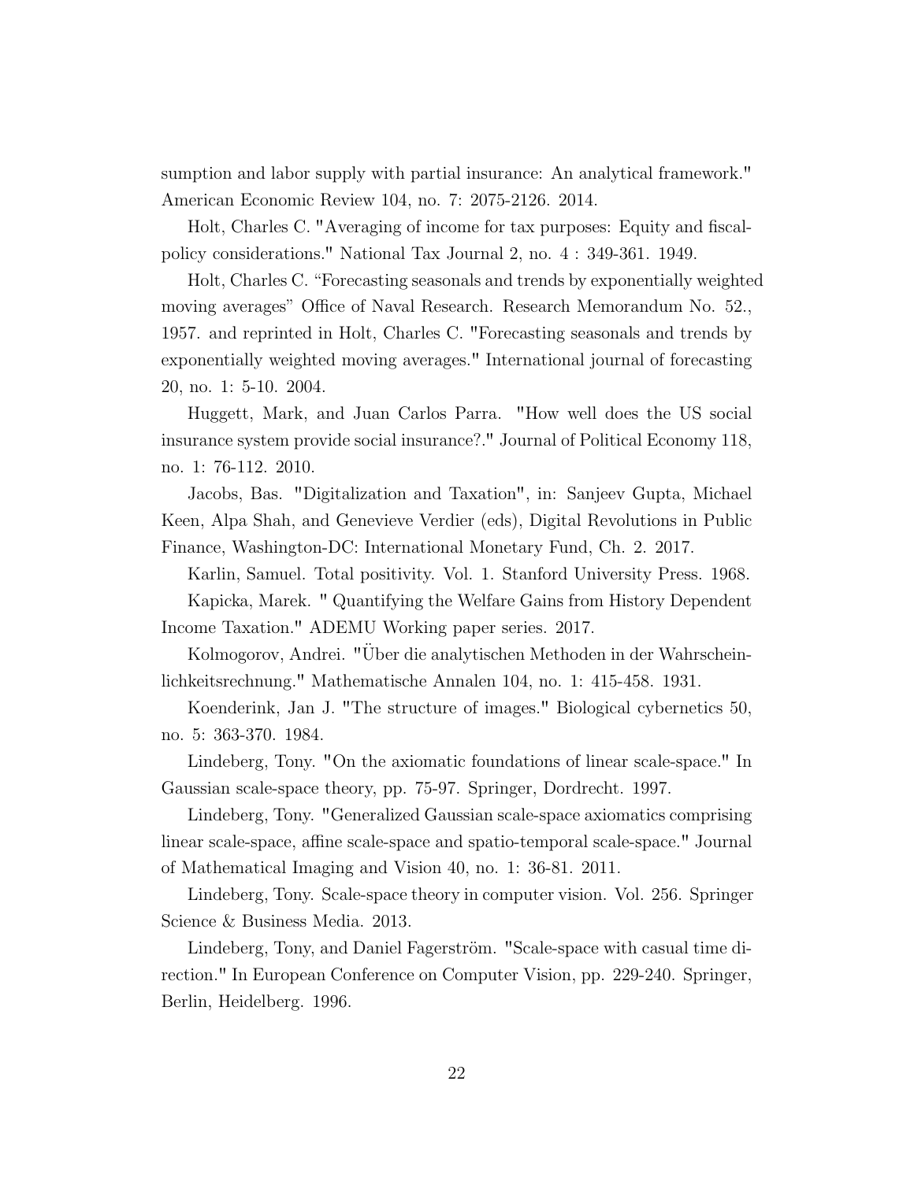sumption and labor supply with partial insurance: An analytical framework." American Economic Review 104, no. 7: 2075-2126. 2014.

Holt, Charles C. "Averaging of income for tax purposes: Equity and fiscal-policy considerations." National Tax Journal 2, no. 4 : 349-361. 1949.

Holt, Charles C. "Forecasting seasonals and trends by exponentially weighted moving averages" Office of Naval Research. Research Memorandum No. 52., 1957. and reprinted in Holt, Charles C. "Forecasting seasonals and trends by exponentially weighted moving averages." International journal of forecasting 20, no. 1: 5-10. 2004.

Huggett, Mark, and Juan Carlos Parra. "How well does the US social insurance system provide social insurance?." Journal of Political Economy 118, no. 1: 76-112. 2010.

Jacobs, Bas. "Digitalization and Taxation", in: Sanjeev Gupta, Michael Keen, Alpa Shah, and Genevieve Verdier (eds), Digital Revolutions in Public Finance, Washington-DC: International Monetary Fund, Ch. 2. 2017.

Karlin, Samuel. Total positivity. Vol. 1. Stanford University Press. 1968.

Kapicka, Marek. " Quantifying the Welfare Gains from History Dependent Income Taxation." ADEMU Working paper series. 2017.

Kolmogorov, Andrei. "Über die analytischen Methoden in der Wahrscheinlichkeitsrechnung." Mathematische Annalen 104, no. 1: 415-458. 1931.

Koenderink, Jan J. "The structure of images." Biological cybernetics 50, no. 5: 363-370. 1984.

Lindeberg, Tony. "On the axiomatic foundations of linear scale-space." In Gaussian scale-space theory, pp. 75-97. Springer, Dordrecht. 1997.

Lindeberg, Tony. "Generalized Gaussian scale-space axiomatics comprising linear scale-space, affine scale-space and spatio-temporal scale-space." Journal of Mathematical Imaging and Vision 40, no. 1: 36-81. 2011.

Lindeberg, Tony. Scale-space theory in computer vision. Vol. 256. Springer Science & Business Media. 2013.

Lindeberg, Tony, and Daniel Fagerström. "Scale-space with casual time direction." In European Conference on Computer Vision, pp. 229-240. Springer, Berlin, Heidelberg. 1996.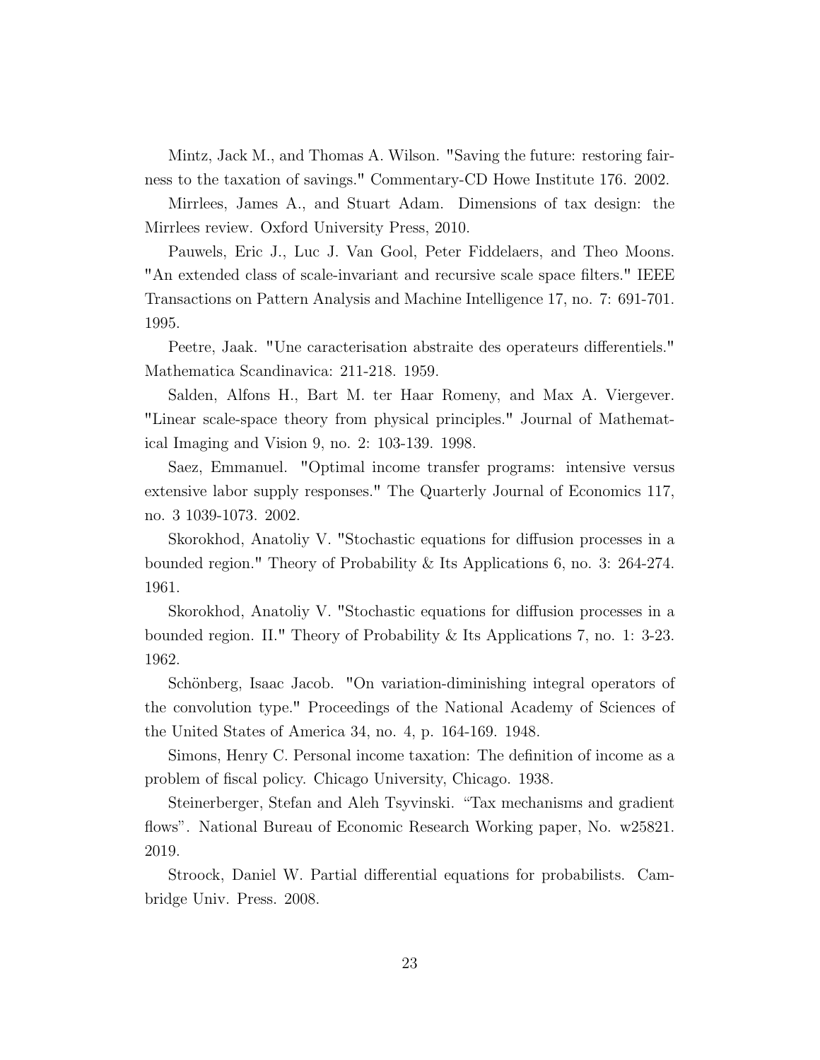Mintz, Jack M., and Thomas A. Wilson. "Saving the future: restoring fairness to the taxation of savings." Commentary-CD Howe Institute 176. 2002.

Mirrlees, James A., and Stuart Adam. Dimensions of tax design: the Mirrlees review. Oxford University Press, 2010.

Pauwels, Eric J., Luc J. Van Gool, Peter Fiddelaers, and Theo Moons. "An extended class of scale-invariant and recursive scale space filters." IEEE Transactions on Pattern Analysis and Machine Intelligence 17, no. 7: 691-701. 1995.

Peetre, Jaak. "Une caracterisation abstraite des operateurs differentiels." Mathematica Scandinavica: 211-218. 1959.

Salden, Alfons H., Bart M. ter Haar Romeny, and Max A. Viergever. "Linear scale-space theory from physical principles." Journal of Mathematical Imaging and Vision 9, no. 2: 103-139. 1998.

Saez, Emmanuel. "Optimal income transfer programs: intensive versus extensive labor supply responses." The Quarterly Journal of Economics 117, no. 3 1039-1073. 2002.

Skorokhod, Anatoliy V. "Stochastic equations for diffusion processes in a bounded region." Theory of Probability & Its Applications 6, no. 3: 264-274. 1961.

Skorokhod, Anatoliy V. "Stochastic equations for diffusion processes in a bounded region. II." Theory of Probability & Its Applications 7, no. 1: 3-23. 1962.

Schönberg, Isaac Jacob. "On variation-diminishing integral operators of the convolution type." Proceedings of the National Academy of Sciences of the United States of America 34, no. 4, p. 164-169. 1948.

Simons, Henry C. Personal income taxation: The definition of income as a problem of fiscal policy. Chicago University, Chicago. 1938.

Steinerberger, Stefan and Aleh Tsyvinski. "Tax mechanisms and gradient flows". National Bureau of Economic Research Working paper, No. w25821. 2019.

Stroock, Daniel W. Partial differential equations for probabilists. Cambridge Univ. Press. 2008.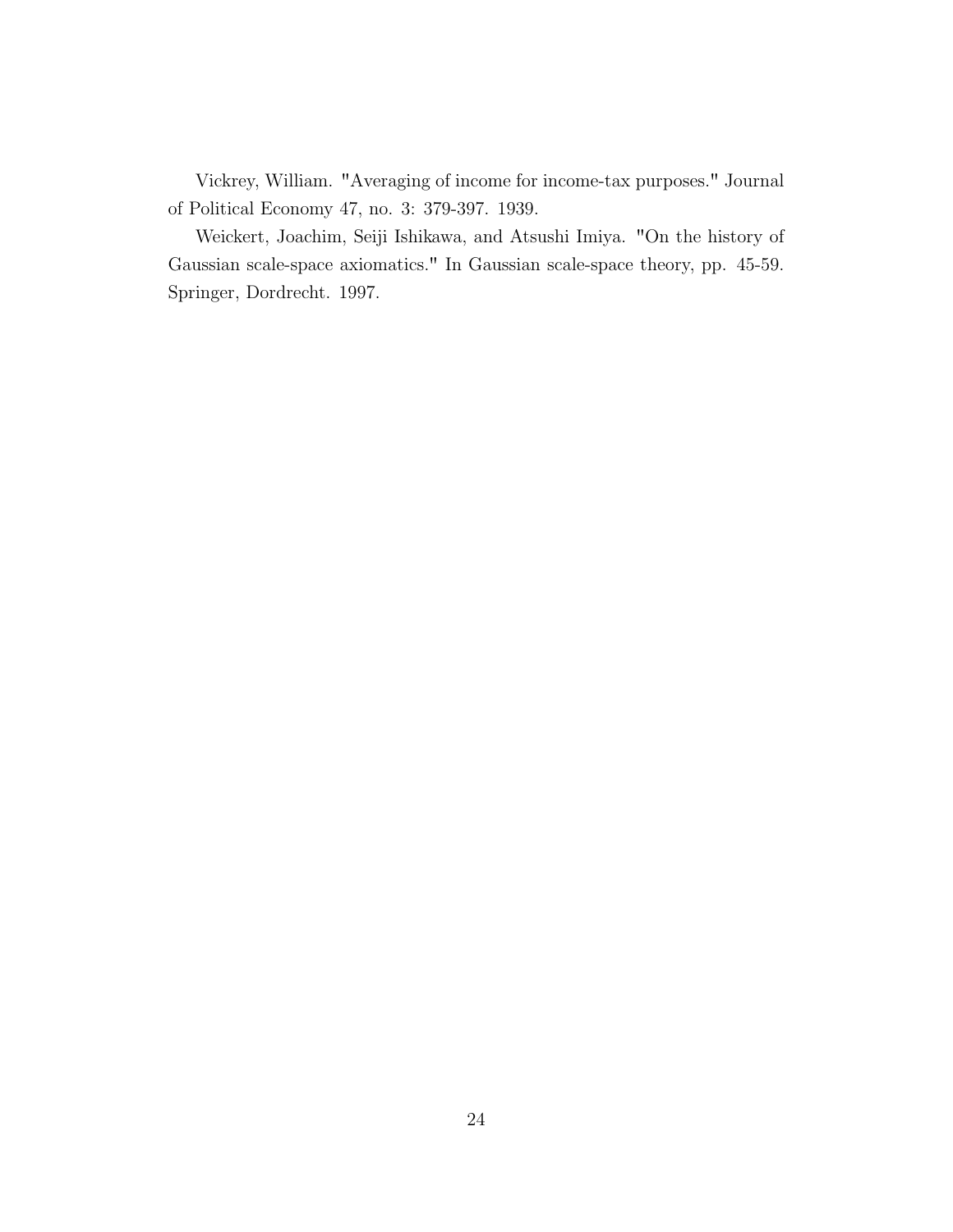Vickrey, William. "Averaging of income for income-tax purposes." Journal of Political Economy 47, no. 3: 379-397. 1939.

Weickert, Joachim, Seiji Ishikawa, and Atsushi Imiya. "On the history of Gaussian scale-space axiomatics." In Gaussian scale-space theory, pp. 45-59. Springer, Dordrecht. 1997.